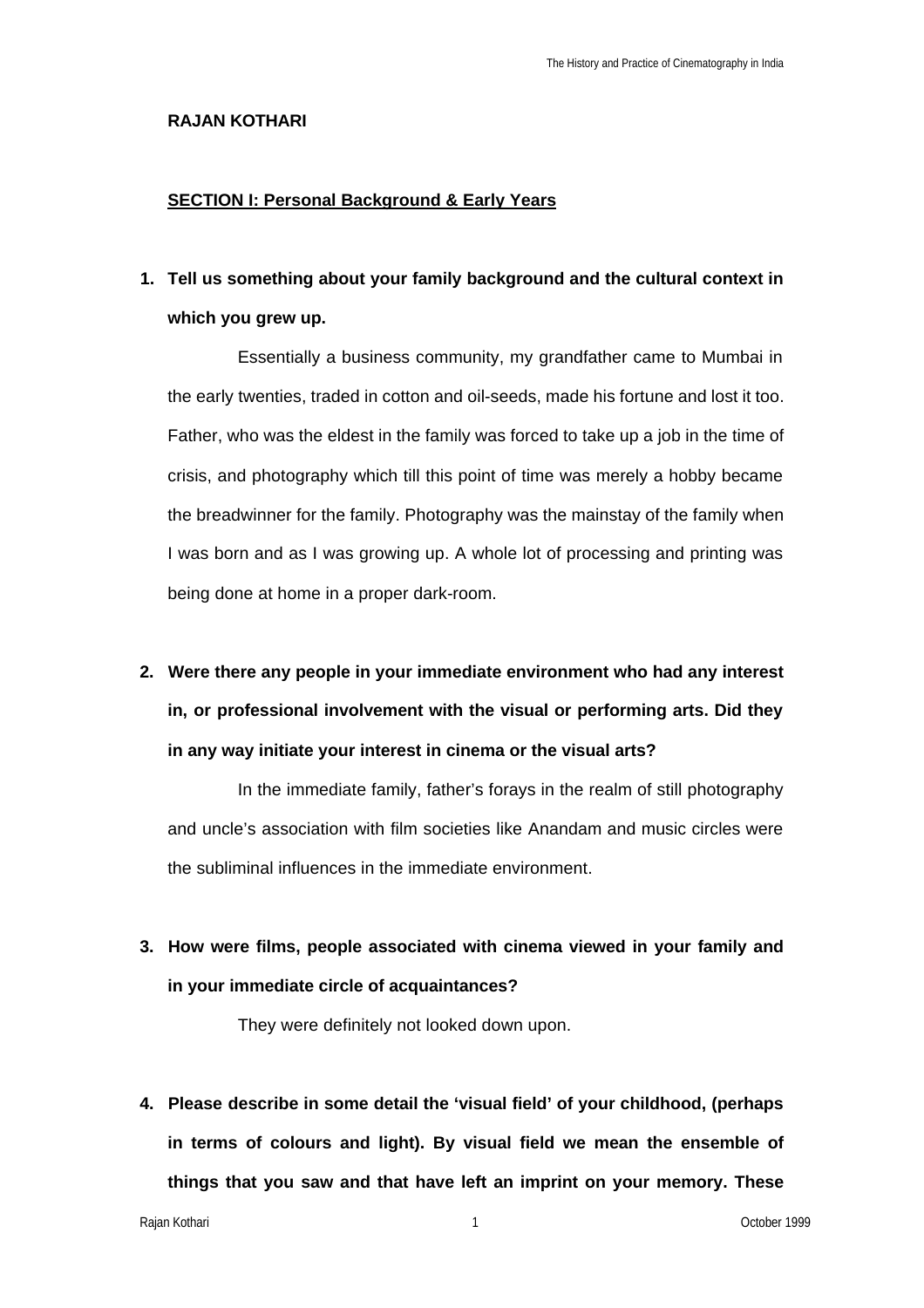**RAJAN KOTHARI**

**SECTION I: Personal Background & Early Years**

1. **Tell us something about your family background and the cultural context in which you grew up.**

   Essentially a business community, my grandfather came to Mumbai in the early twenties, traded in cotton and oil-seeds, made his fortune and lost it too. Father, who was the eldest in the family was forced to take up a job in the time of crisis, and photography which till this point of time was merely a hobby became the breadwinner for the family. Photography was the mainstay of the family when I was born and as I was growing up. A whole lot of processing and printing was being done at home in a proper dark-room.

2. **Were there any people in your immediate environment who had any interest in, or professional involvement with the visual or performing arts. Did they in any way initiate your interest in cinema or the visual arts?**

   In the immediate family, father's forays in the realm of still photography and uncle's association with film societies like Anandam and music circles were the subliminal influences in the immediate environment.

3. **How were films, people associated with cinema viewed in your family and in your immediate circle of acquaintances?**

   They were definitely not looked down upon.

4. **Please describe in some detail the 'visual field' of your childhood, (perhaps in terms of colours and light). By visual field we mean the ensemble of things that you saw and that have left an imprint on your memory. These**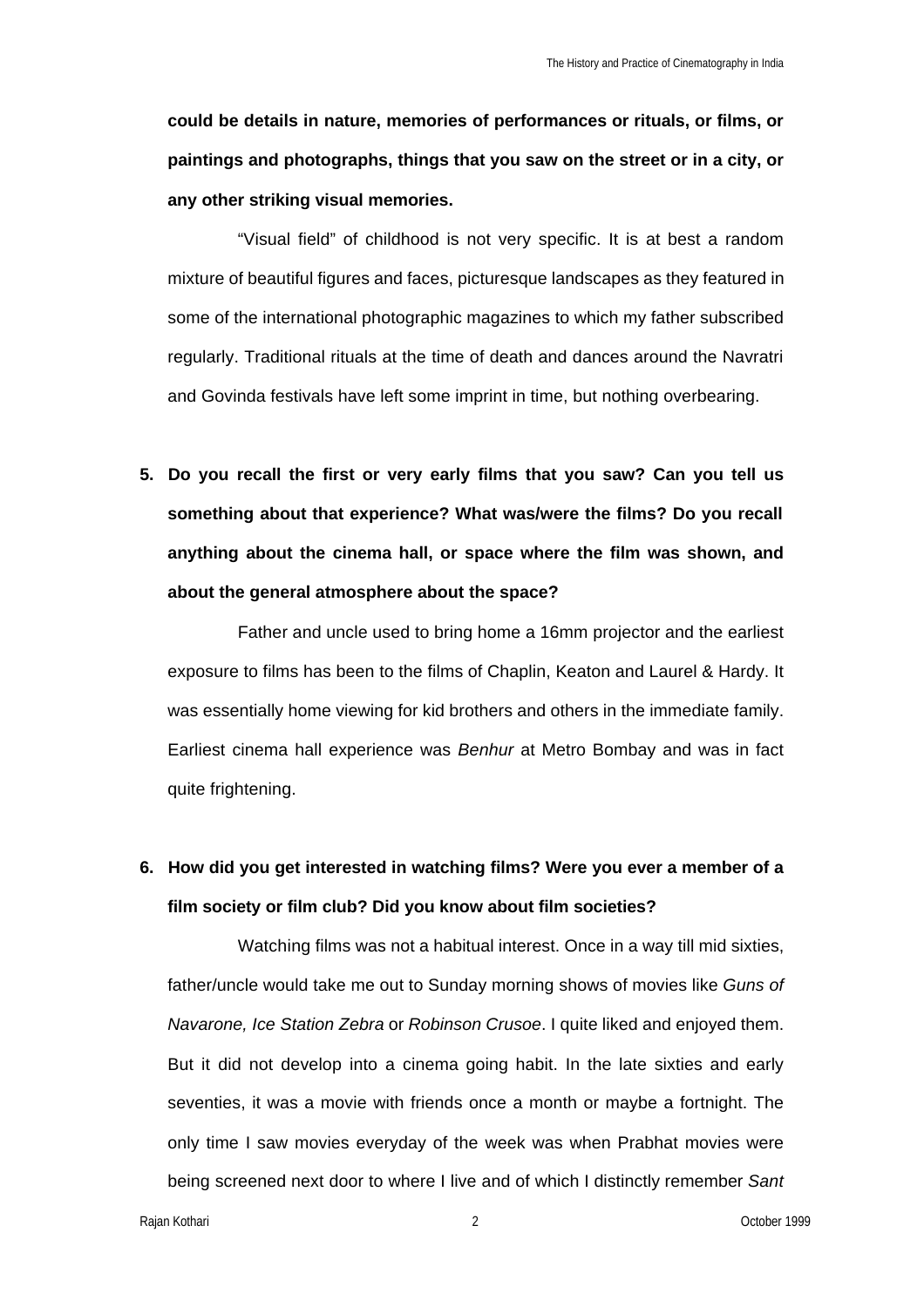**could be details in nature, memories of performances or rituals, or films, or paintings and photographs, things that you saw on the street or in a city, or any other striking visual memories.**

"Visual field" of childhood is not very specific. It is at best a random mixture of beautiful figures and faces, picturesque landscapes as they featured in some of the international photographic magazines to which my father subscribed regularly. Traditional rituals at the time of death and dances around the Navratri and Govinda festivals have left some imprint in time, but nothing overbearing.

5. **Do you recall the first or very early films that you saw? Can you tell us something about that experience? What was/were the films? Do you recall anything about the cinema hall, or space where the film was shown, and about the general atmosphere about the space?**

Father and uncle used to bring home a 16mm projector and the earliest exposure to films has been to the films of Chaplin, Keaton and Laurel & Hardy. It was essentially home viewing for kid brothers and others in the immediate family. Earliest cinema hall experience was *Benhur* at Metro Bombay and was in fact quite frightening.

6. **How did you get interested in watching films? Were you ever a member of a film society or film club? Did you know about film societies?**

Watching films was not a habitual interest. Once in a way till mid sixties, father/uncle would take me out to Sunday morning shows of movies like *Guns of Navarone, Ice Station Zebra* or *Robinson Crusoe*. I quite liked and enjoyed them. But it did not develop into a cinema going habit. In the late sixties and early seventies, it was a movie with friends once a month or maybe a fortnight. The only time I saw movies everyday of the week was when Prabhat movies were being screened next door to where I live and of which I distinctly remember *Sant*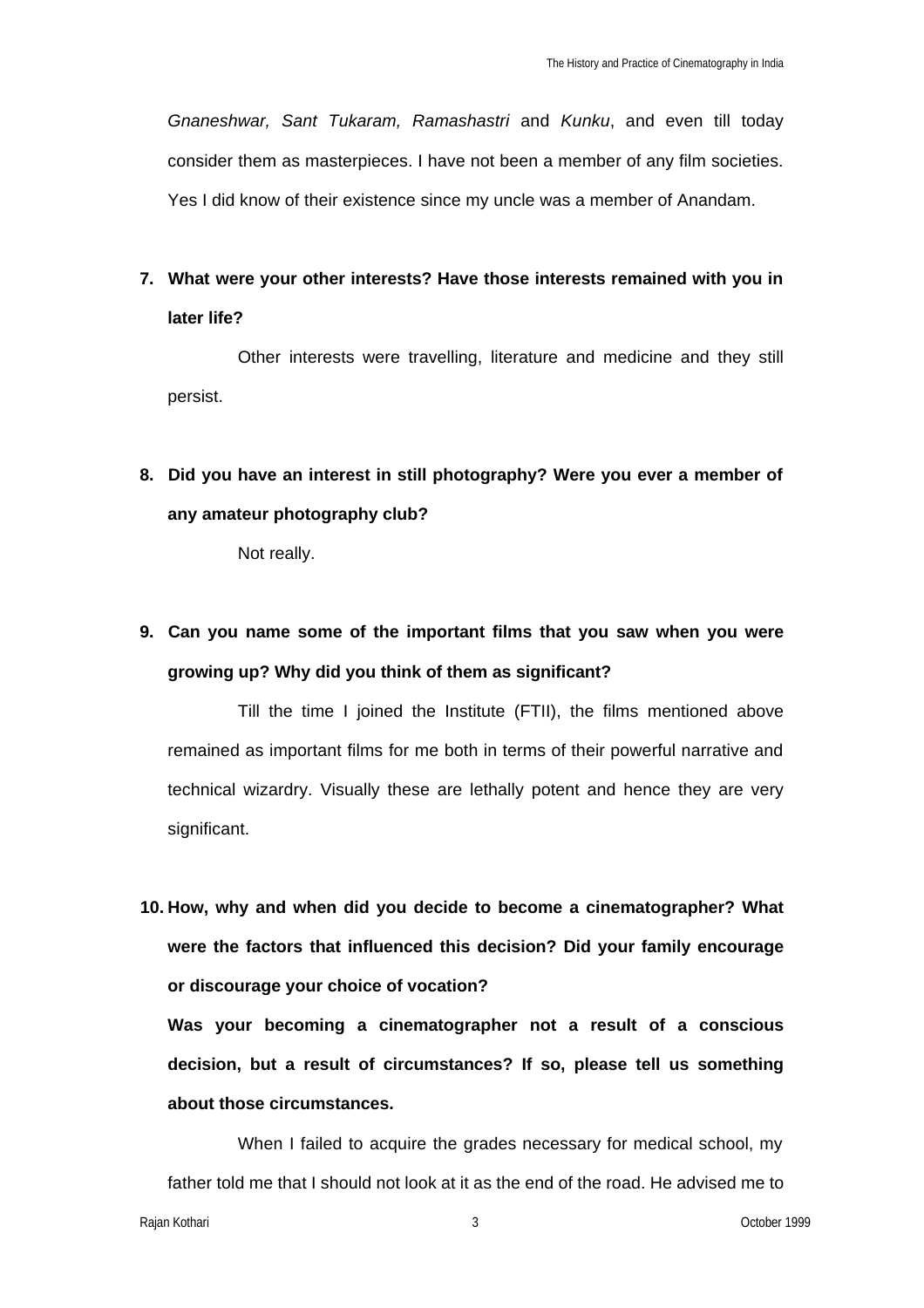*Gnaneshwar, Sant Tukaram, Ramashastri* and *Kunku*, and even till today consider them as masterpieces. I have not been a member of any film societies. Yes I did know of their existence since my uncle was a member of Anandam.

**7. What were your other interests? Have those interests remained with you in later life?**

Other interests were travelling, literature and medicine and they still persist.

**8. Did you have an interest in still photography? Were you ever a member of any amateur photography club?**

Not really.

**9. Can you name some of the important films that you saw when you were growing up? Why did you think of them as significant?**

Till the time I joined the Institute (FTII), the films mentioned above remained as important films for me both in terms of their powerful narrative and technical wizardry. Visually these are lethally potent and hence they are very significant.

**10. How, why and when did you decide to become a cinematographer? What were the factors that influenced this decision? Did your family encourage or discourage your choice of vocation?**

**Was your becoming a cinematographer not a result of a conscious decision, but a result of circumstances? If so, please tell us something about those circumstances.**

When I failed to acquire the grades necessary for medical school, my father told me that I should not look at it as the end of the road. He advised me to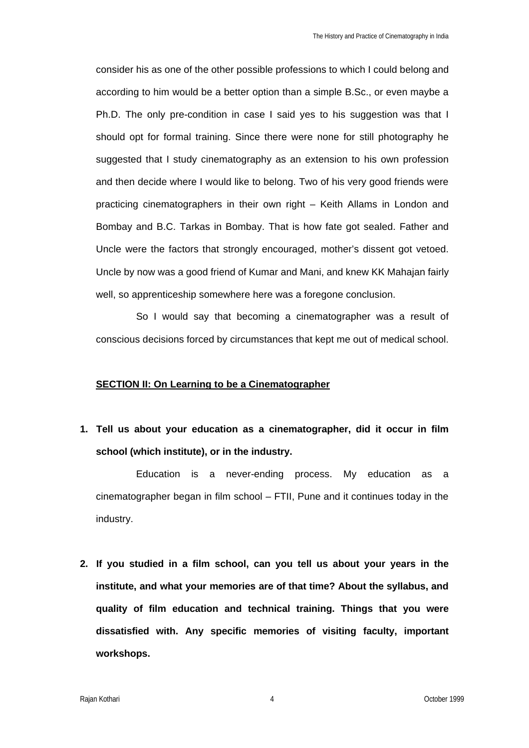consider his as one of the other possible professions to which I could belong and according to him would be a better option than a simple B.Sc., or even maybe a Ph.D. The only pre-condition in case I said yes to his suggestion was that I should opt for formal training. Since there were none for still photography he suggested that I study cinematography as an extension to his own profession and then decide where I would like to belong. Two of his very good friends were practicing cinematographers in their own right – Keith Allams in London and Bombay and B.C. Tarkas in Bombay. That is how fate got sealed. Father and Uncle were the factors that strongly encouraged, mother's dissent got vetoed. Uncle by now was a good friend of Kumar and Mani, and knew KK Mahajan fairly well, so apprenticeship somewhere here was a foregone conclusion.

So I would say that becoming a cinematographer was a result of conscious decisions forced by circumstances that kept me out of medical school.

## SECTION II: On Learning to be a Cinematographer

**1. Tell us about your education as a cinematographer, did it occur in film school (which institute), or in the industry.**

Education is a never-ending process. My education as a cinematographer began in film school – FTII, Pune and it continues today in the industry.

**2. If you studied in a film school, can you tell us about your years in the institute, and what your memories are of that time? About the syllabus, and quality of film education and technical training. Things that you were dissatisfied with. Any specific memories of visiting faculty, important workshops.**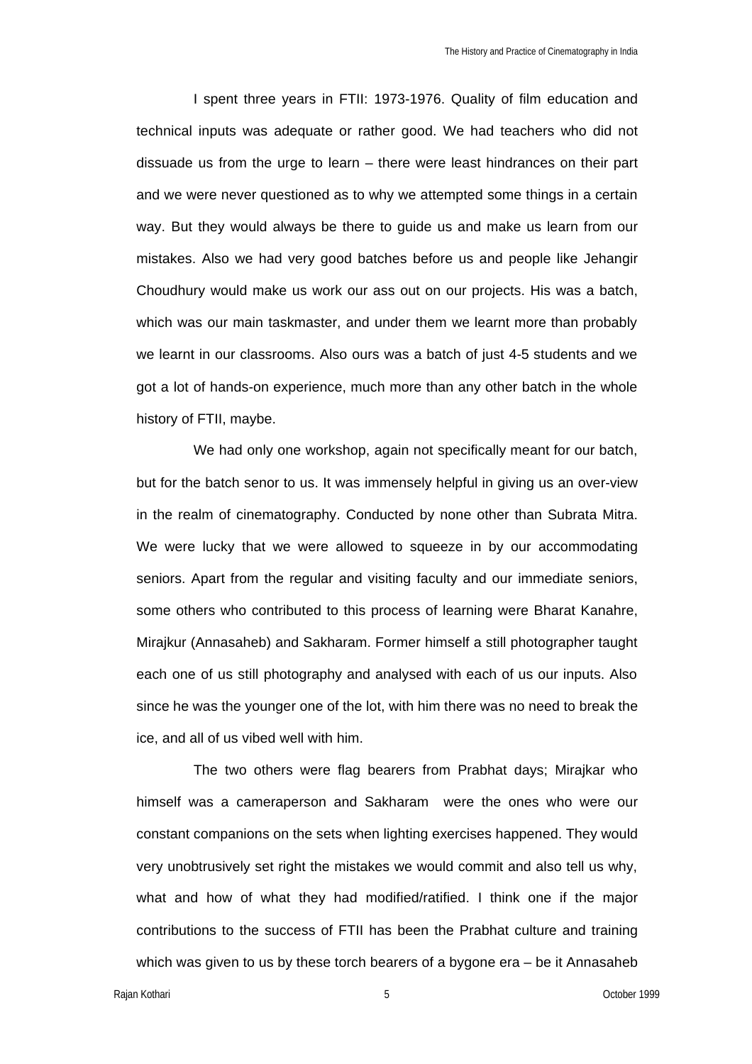I spent three years in FTII: 1973-1976. Quality of film education and technical inputs was adequate or rather good. We had teachers who did not dissuade us from the urge to learn – there were least hindrances on their part and we were never questioned as to why we attempted some things in a certain way. But they would always be there to guide us and make us learn from our mistakes. Also we had very good batches before us and people like Jehangir Choudhury would make us work our ass out on our projects. His was a batch, which was our main taskmaster, and under them we learnt more than probably we learnt in our classrooms. Also ours was a batch of just 4-5 students and we got a lot of hands-on experience, much more than any other batch in the whole history of FTII, maybe.

We had only one workshop, again not specifically meant for our batch, but for the batch senor to us. It was immensely helpful in giving us an over-view in the realm of cinematography. Conducted by none other than Subrata Mitra. We were lucky that we were allowed to squeeze in by our accommodating seniors. Apart from the regular and visiting faculty and our immediate seniors, some others who contributed to this process of learning were Bharat Kanahre, Mirajkur (Annasaheb) and Sakharam. Former himself a still photographer taught each one of us still photography and analysed with each of us our inputs. Also since he was the younger one of the lot, with him there was no need to break the ice, and all of us vibed well with him.

The two others were flag bearers from Prabhat days; Mirajkar who himself was a cameraperson and Sakharam were the ones who were our constant companions on the sets when lighting exercises happened. They would very unobtrusively set right the mistakes we would commit and also tell us why, what and how of what they had modified/ratified. I think one if the major contributions to the success of FTII has been the Prabhat culture and training which was given to us by these torch bearers of a bygone era – be it Annasaheb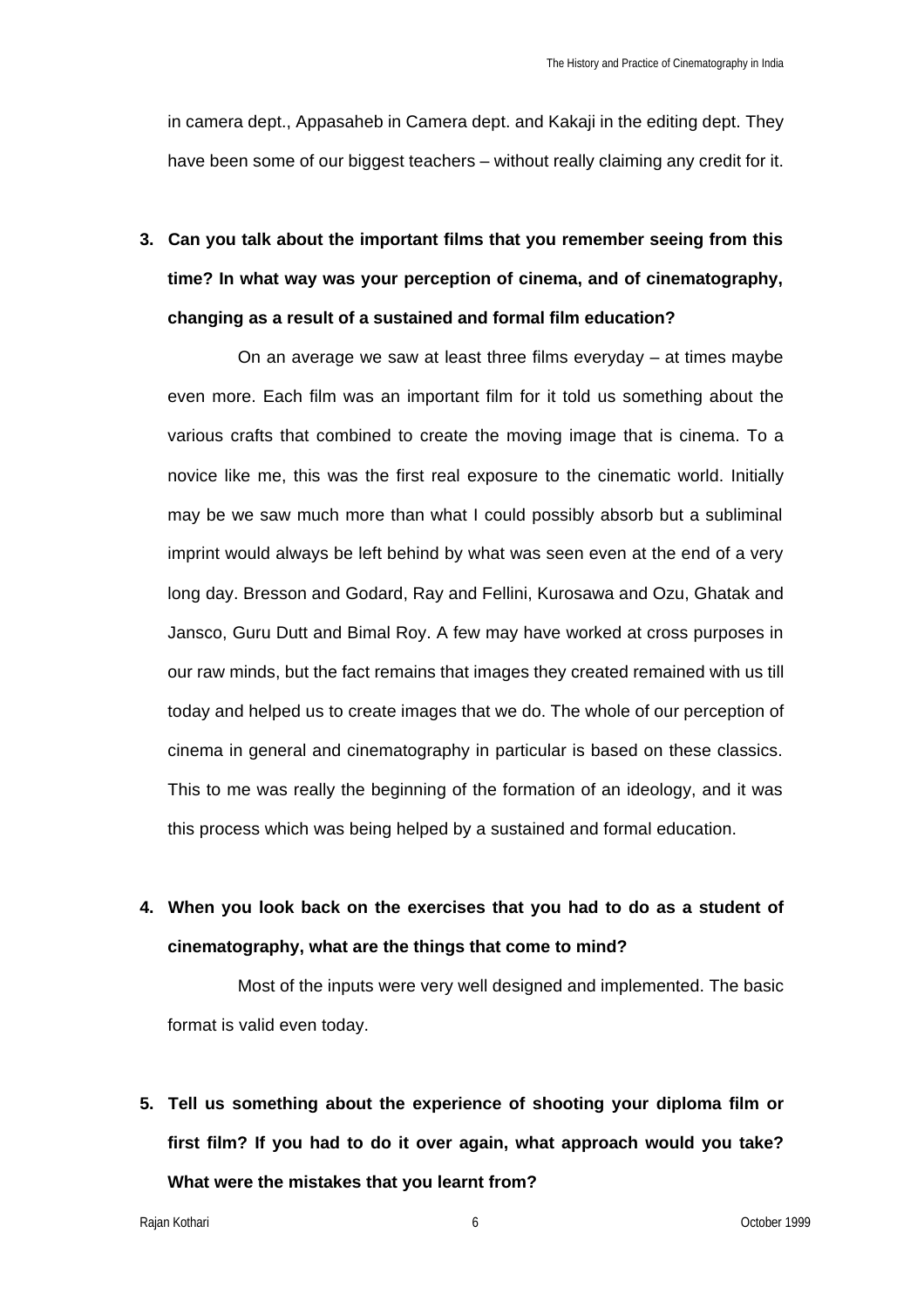in camera dept., Appasaheb in Camera dept. and Kakaji in the editing dept. They have been some of our biggest teachers – without really claiming any credit for it.

**3. Can you talk about the important films that you remember seeing from this time? In what way was your perception of cinema, and of cinematography, changing as a result of a sustained and formal film education?**

On an average we saw at least three films everyday – at times maybe even more. Each film was an important film for it told us something about the various crafts that combined to create the moving image that is cinema. To a novice like me, this was the first real exposure to the cinematic world. Initially may be we saw much more than what I could possibly absorb but a subliminal imprint would always be left behind by what was seen even at the end of a very long day. Bresson and Godard, Ray and Fellini, Kurosawa and Ozu, Ghatak and Jansco, Guru Dutt and Bimal Roy. A few may have worked at cross purposes in our raw minds, but the fact remains that images they created remained with us till today and helped us to create images that we do. The whole of our perception of cinema in general and cinematography in particular is based on these classics. This to me was really the beginning of the formation of an ideology, and it was this process which was being helped by a sustained and formal education.

**4. When you look back on the exercises that you had to do as a student of cinematography, what are the things that come to mind?**

Most of the inputs were very well designed and implemented. The basic format is valid even today.

**5. Tell us something about the experience of shooting your diploma film or first film? If you had to do it over again, what approach would you take? What were the mistakes that you learnt from?**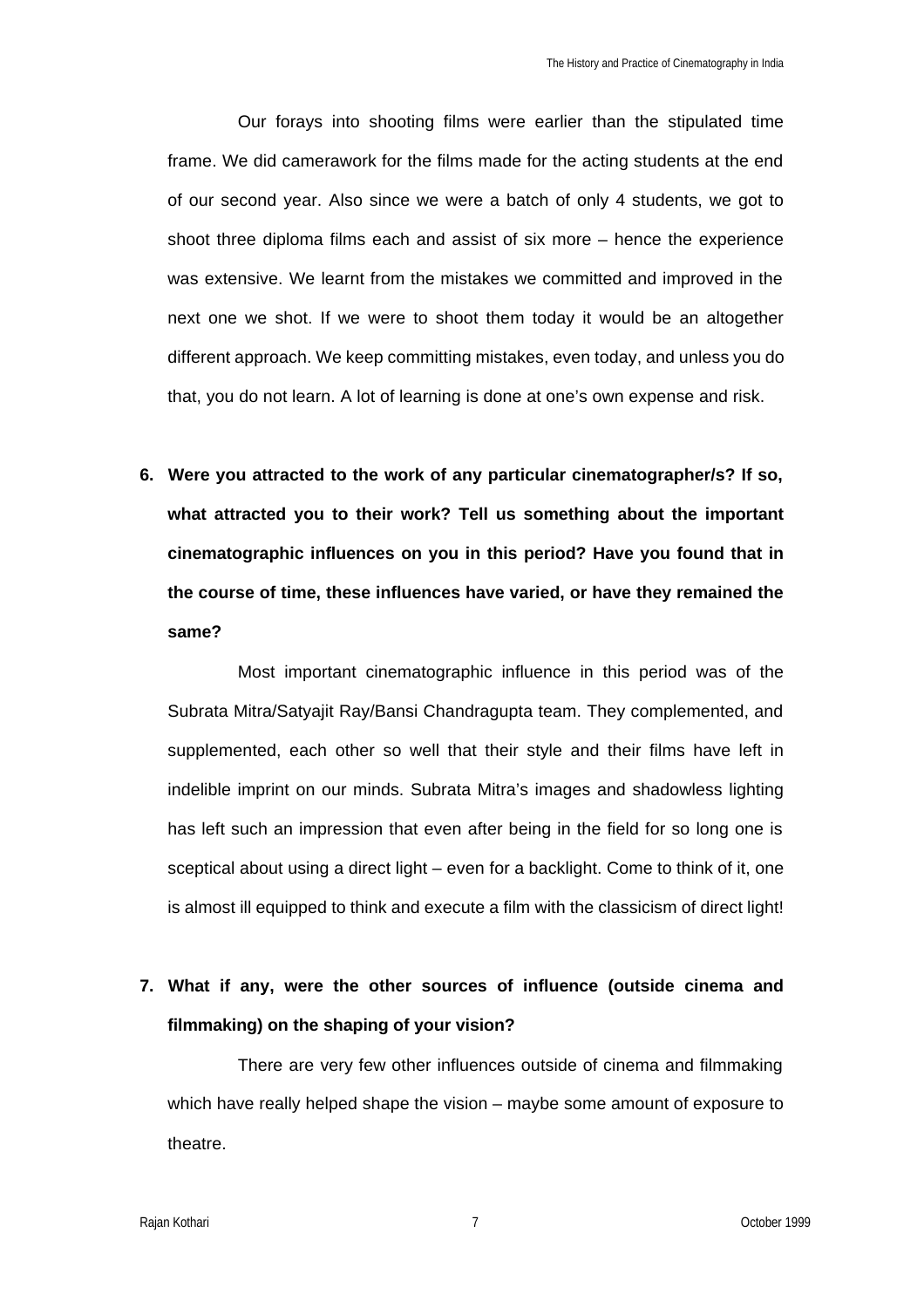Our forays into shooting films were earlier than the stipulated time frame. We did camerawork for the films made for the acting students at the end of our second year. Also since we were a batch of only 4 students, we got to shoot three diploma films each and assist of six more – hence the experience was extensive. We learnt from the mistakes we committed and improved in the next one we shot. If we were to shoot them today it would be an altogether different approach. We keep committing mistakes, even today, and unless you do that, you do not learn. A lot of learning is done at one's own expense and risk.

6. **Were you attracted to the work of any particular cinematographer/s? If so, what attracted you to their work? Tell us something about the important cinematographic influences on you in this period? Have you found that in the course of time, these influences have varied, or have they remained the same?**

Most important cinematographic influence in this period was of the Subrata Mitra/Satyajit Ray/Bansi Chandragupta team. They complemented, and supplemented, each other so well that their style and their films have left in indelible imprint on our minds. Subrata Mitra's images and shadowless lighting has left such an impression that even after being in the field for so long one is sceptical about using a direct light – even for a backlight. Come to think of it, one is almost ill equipped to think and execute a film with the classicism of direct light!

7. **What if any, were the other sources of influence (outside cinema and filmmaking) on the shaping of your vision?**

There are very few other influences outside of cinema and filmmaking which have really helped shape the vision – maybe some amount of exposure to theatre.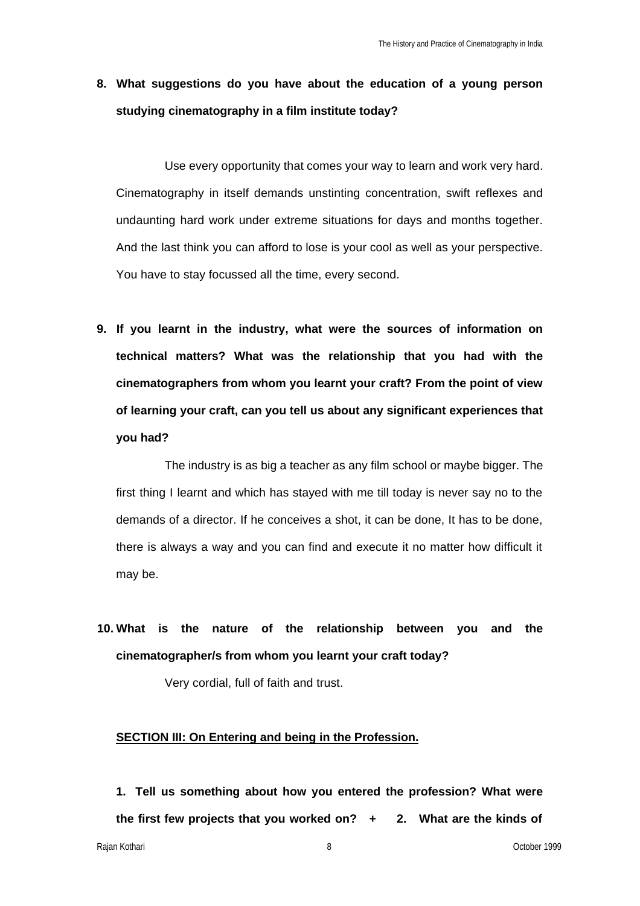**8. What suggestions do you have about the education of a young person studying cinematography in a film institute today?**

Use every opportunity that comes your way to learn and work very hard. Cinematography in itself demands unstinting concentration, swift reflexes and undaunting hard work under extreme situations for days and months together. And the last think you can afford to lose is your cool as well as your perspective. You have to stay focussed all the time, every second.

**9. If you learnt in the industry, what were the sources of information on technical matters? What was the relationship that you had with the cinematographers from whom you learnt your craft? From the point of view of learning your craft, can you tell us about any significant experiences that you had?**

The industry is as big a teacher as any film school or maybe bigger. The first thing I learnt and which has stayed with me till today is never say no to the demands of a director. If he conceives a shot, it can be done, It has to be done, there is always a way and you can find and execute it no matter how difficult it may be.

**10. What is the nature of the relationship between you and the cinematographer/s from whom you learnt your craft today?**

Very cordial, full of faith and trust.

**<u>SECTION III: On Entering and being in the Profession.</u>**

**1. Tell us something about how you entered the profession? What were the first few projects that you worked on? + 2. What are the kinds of**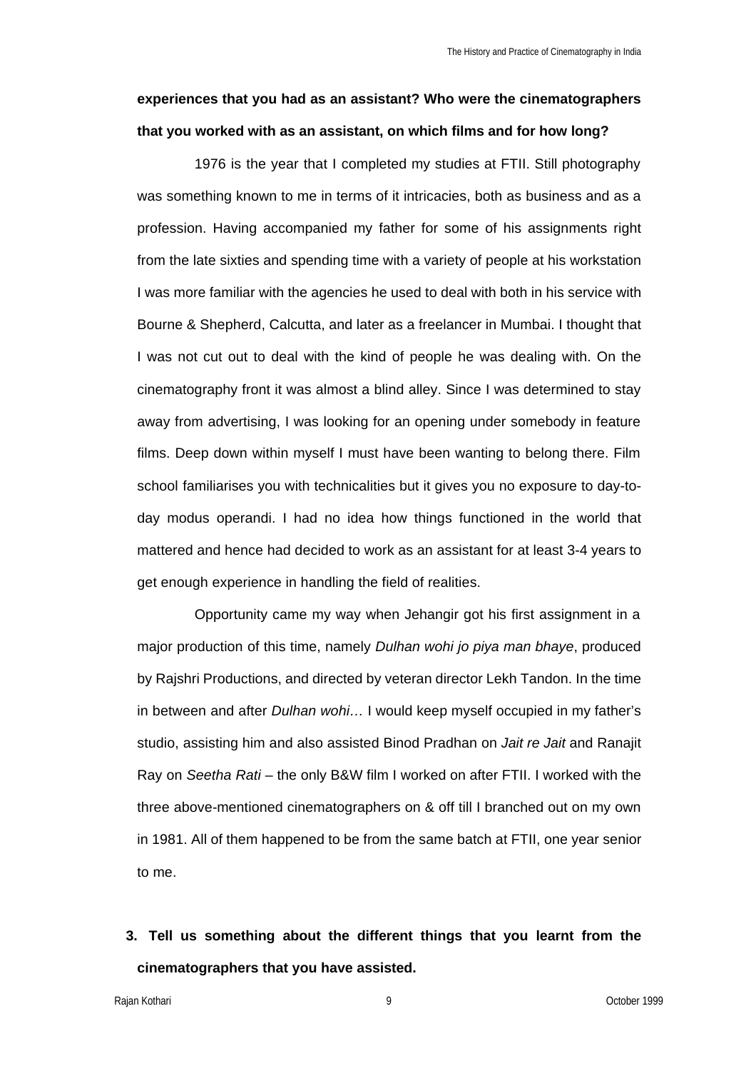**experiences that you had as an assistant? Who were the cinematographers that you worked with as an assistant, on which films and for how long?**

1976 is the year that I completed my studies at FTII. Still photography was something known to me in terms of it intricacies, both as business and as a profession. Having accompanied my father for some of his assignments right from the late sixties and spending time with a variety of people at his workstation I was more familiar with the agencies he used to deal with both in his service with Bourne & Shepherd, Calcutta, and later as a freelancer in Mumbai. I thought that I was not cut out to deal with the kind of people he was dealing with. On the cinematography front it was almost a blind alley. Since I was determined to stay away from advertising, I was looking for an opening under somebody in feature films. Deep down within myself I must have been wanting to belong there. Film school familiarises you with technicalities but it gives you no exposure to day-to-day modus operandi. I had no idea how things functioned in the world that mattered and hence had decided to work as an assistant for at least 3-4 years to get enough experience in handling the field of realities.

Opportunity came my way when Jehangir got his first assignment in a major production of this time, namely *Dulhan wohi jo piya man bhaye*, produced by Rajshri Productions, and directed by veteran director Lekh Tandon. In the time in between and after *Dulhan wohi…* I would keep myself occupied in my father's studio, assisting him and also assisted Binod Pradhan on *Jait re Jait* and Ranajit Ray on *Seetha Rati* – the only B&W film I worked on after FTII. I worked with the three above-mentioned cinematographers on & off till I branched out on my own in 1981. All of them happened to be from the same batch at FTII, one year senior to me.

3. **Tell us something about the different things that you learnt from the cinematographers that you have assisted.**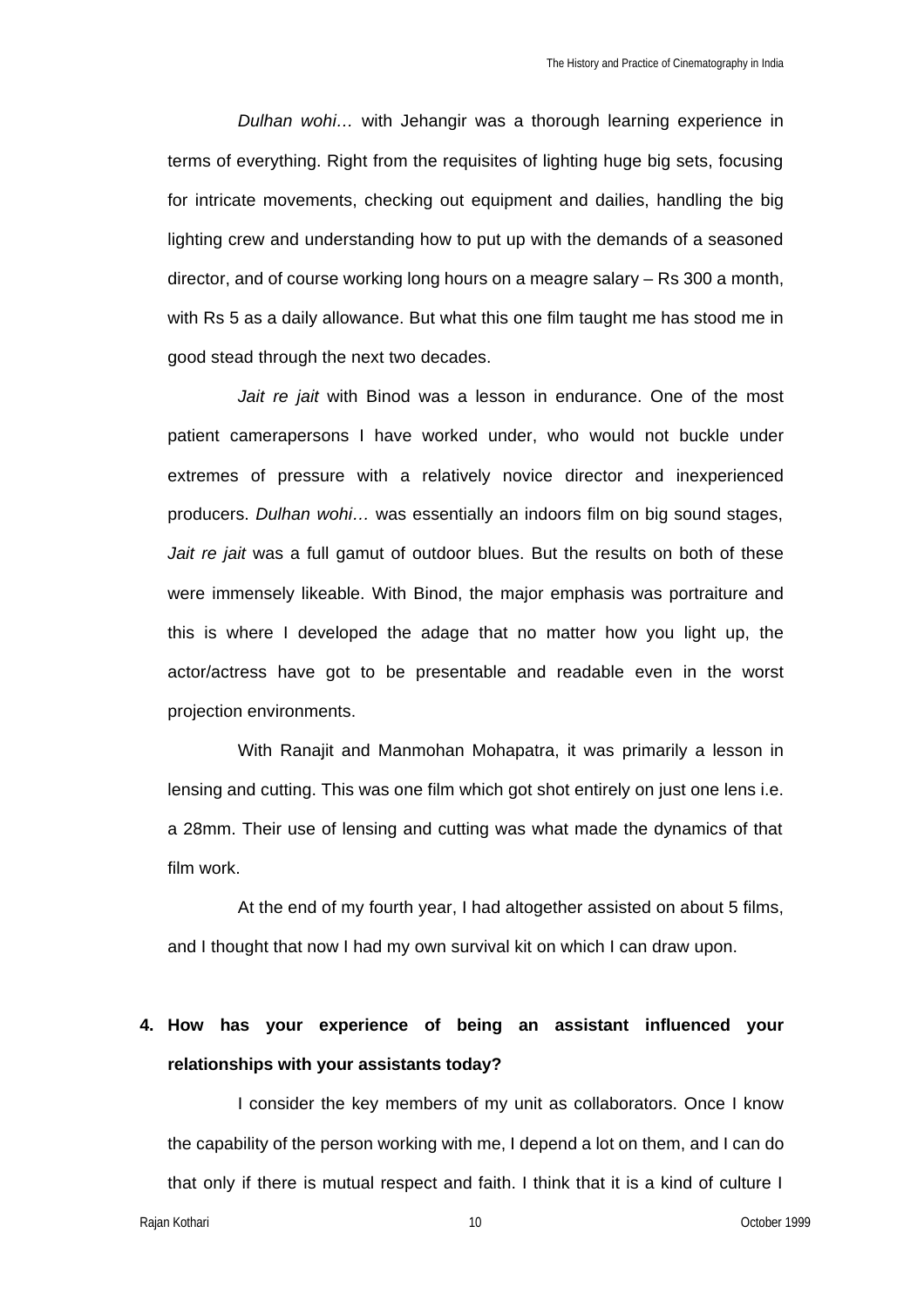*Dulhan wohi…* with Jehangir was a thorough learning experience in terms of everything. Right from the requisites of lighting huge big sets, focusing for intricate movements, checking out equipment and dailies, handling the big lighting crew and understanding how to put up with the demands of a seasoned director, and of course working long hours on a meagre salary – Rs 300 a month, with Rs 5 as a daily allowance. But what this one film taught me has stood me in good stead through the next two decades.

*Jait re jait* with Binod was a lesson in endurance. One of the most patient camerapersons I have worked under, who would not buckle under extremes of pressure with a relatively novice director and inexperienced producers. *Dulhan wohi…* was essentially an indoors film on big sound stages, *Jait re jait* was a full gamut of outdoor blues. But the results on both of these were immensely likeable. With Binod, the major emphasis was portraiture and this is where I developed the adage that no matter how you light up, the actor/actress have got to be presentable and readable even in the worst projection environments.

With Ranajit and Manmohan Mohapatra, it was primarily a lesson in lensing and cutting. This was one film which got shot entirely on just one lens i.e. a 28mm. Their use of lensing and cutting was what made the dynamics of that film work.

At the end of my fourth year, I had altogether assisted on about 5 films, and I thought that now I had my own survival kit on which I can draw upon.

**4. How has your experience of being an assistant influenced your relationships with your assistants today?**

I consider the key members of my unit as collaborators. Once I know the capability of the person working with me, I depend a lot on them, and I can do that only if there is mutual respect and faith. I think that it is a kind of culture I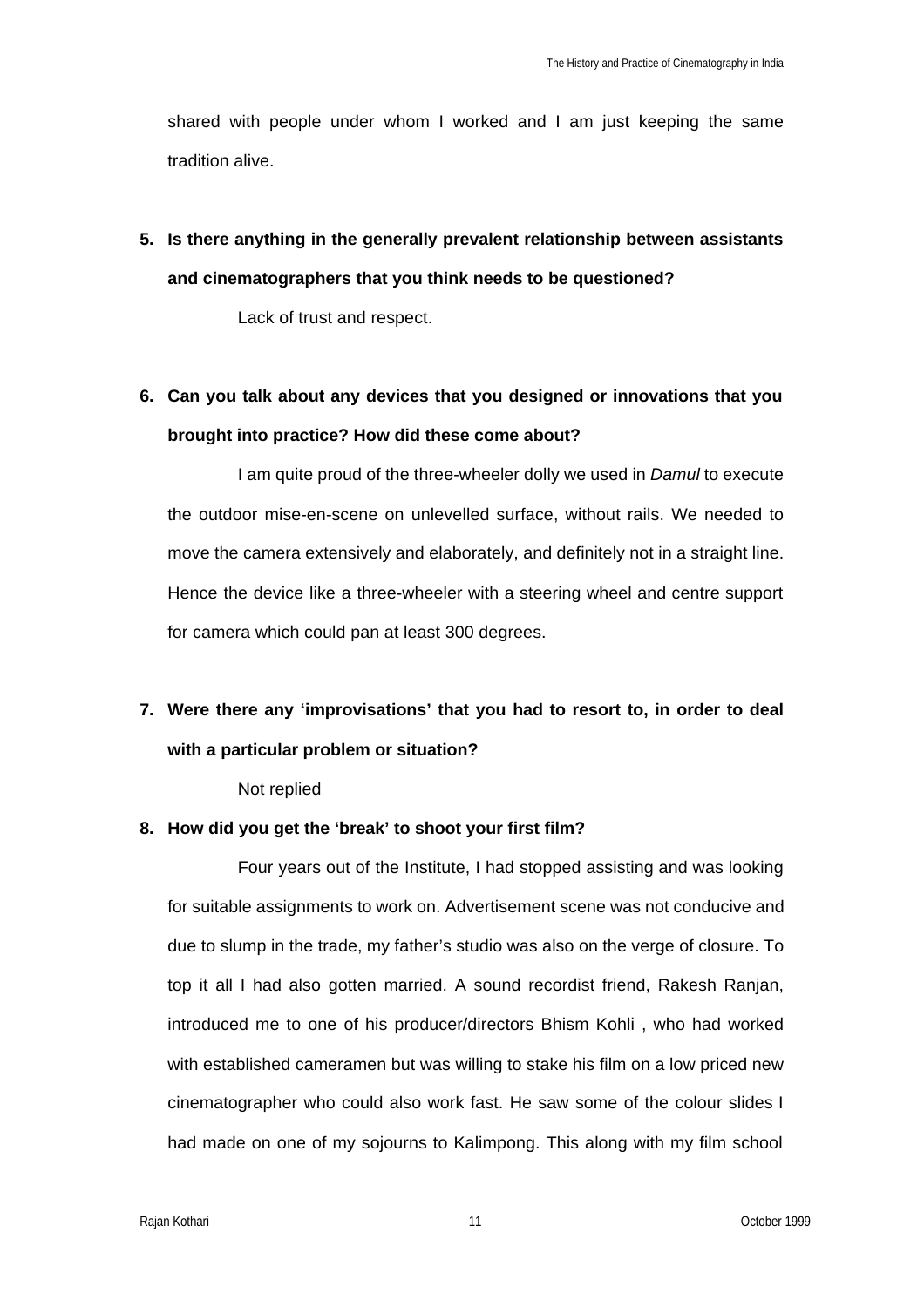shared with people under whom I worked and I am just keeping the same tradition alive.

5. **Is there anything in the generally prevalent relationship between assistants and cinematographers that you think needs to be questioned?**

   Lack of trust and respect.

6. **Can you talk about any devices that you designed or innovations that you brought into practice? How did these come about?**

   I am quite proud of the three-wheeler dolly we used in *Damul* to execute the outdoor mise-en-scene on unlevelled surface, without rails. We needed to move the camera extensively and elaborately, and definitely not in a straight line. Hence the device like a three-wheeler with a steering wheel and centre support for camera which could pan at least 300 degrees.

7. **Were there any 'improvisations' that you had to resort to, in order to deal with a particular problem or situation?**

   Not replied

8. **How did you get the 'break' to shoot your first film?**

   Four years out of the Institute, I had stopped assisting and was looking for suitable assignments to work on. Advertisement scene was not conducive and due to slump in the trade, my father's studio was also on the verge of closure. To top it all I had also gotten married. A sound recordist friend, Rakesh Ranjan, introduced me to one of his producer/directors Bhism Kohli , who had worked with established cameramen but was willing to stake his film on a low priced new cinematographer who could also work fast. He saw some of the colour slides I had made on one of my sojourns to Kalimpong. This along with my film school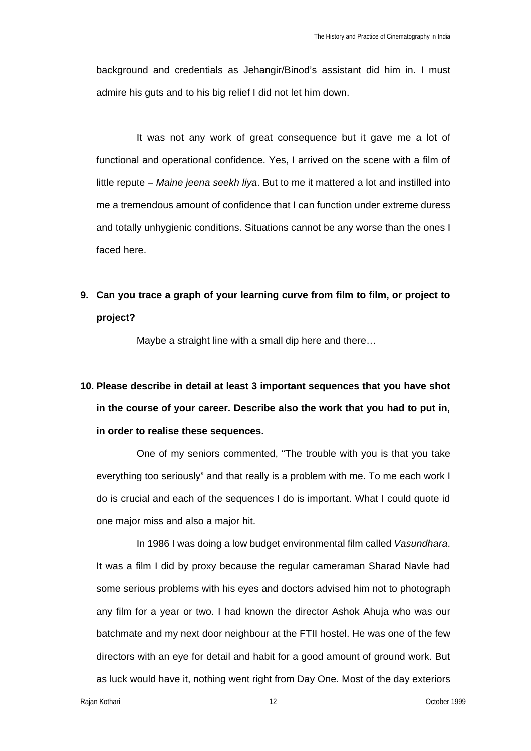background and credentials as Jehangir/Binod's assistant did him in. I must admire his guts and to his big relief I did not let him down.

It was not any work of great consequence but it gave me a lot of functional and operational confidence. Yes, I arrived on the scene with a film of little repute – *Maine jeena seekh liya*. But to me it mattered a lot and instilled into me a tremendous amount of confidence that I can function under extreme duress and totally unhygienic conditions. Situations cannot be any worse than the ones I faced here.

**9. Can you trace a graph of your learning curve from film to film, or project to project?**

Maybe a straight line with a small dip here and there…

**10. Please describe in detail at least 3 important sequences that you have shot in the course of your career. Describe also the work that you had to put in, in order to realise these sequences.**

One of my seniors commented, "The trouble with you is that you take everything too seriously" and that really is a problem with me. To me each work I do is crucial and each of the sequences I do is important. What I could quote id one major miss and also a major hit.

In 1986 I was doing a low budget environmental film called *Vasundhara*. It was a film I did by proxy because the regular cameraman Sharad Navle had some serious problems with his eyes and doctors advised him not to photograph any film for a year or two. I had known the director Ashok Ahuja who was our batchmate and my next door neighbour at the FTII hostel. He was one of the few directors with an eye for detail and habit for a good amount of ground work. But as luck would have it, nothing went right from Day One. Most of the day exteriors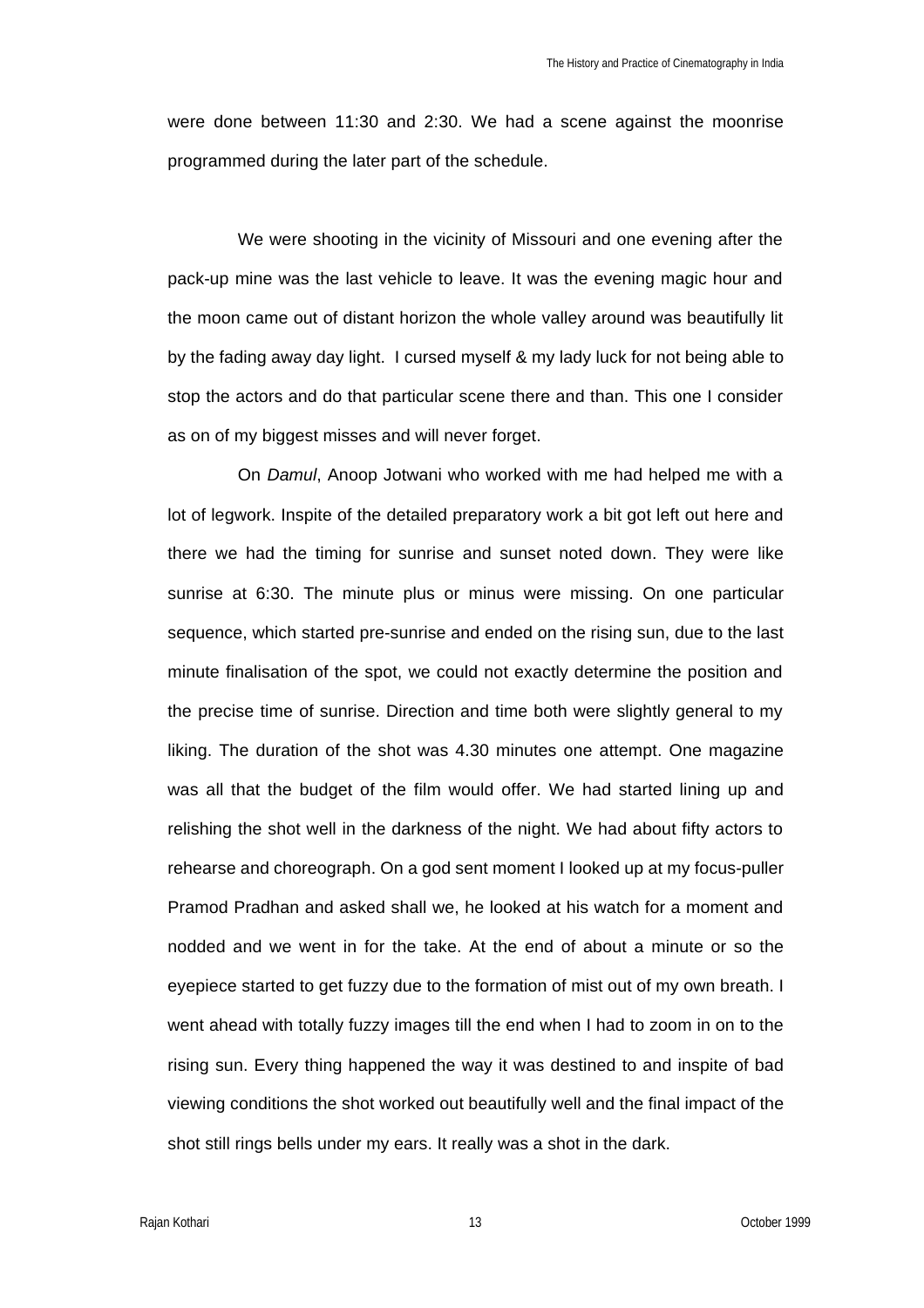were done between 11:30 and 2:30. We had a scene against the moonrise programmed during the later part of the schedule.

We were shooting in the vicinity of Missouri and one evening after the pack-up mine was the last vehicle to leave. It was the evening magic hour and the moon came out of distant horizon the whole valley around was beautifully lit by the fading away day light. I cursed myself & my lady luck for not being able to stop the actors and do that particular scene there and than. This one I consider as on of my biggest misses and will never forget.

On *Damul*, Anoop Jotwani who worked with me had helped me with a lot of legwork. Inspite of the detailed preparatory work a bit got left out here and there we had the timing for sunrise and sunset noted down. They were like sunrise at 6:30. The minute plus or minus were missing. On one particular sequence, which started pre-sunrise and ended on the rising sun, due to the last minute finalisation of the spot, we could not exactly determine the position and the precise time of sunrise. Direction and time both were slightly general to my liking. The duration of the shot was 4.30 minutes one attempt. One magazine was all that the budget of the film would offer. We had started lining up and relishing the shot well in the darkness of the night. We had about fifty actors to rehearse and choreograph. On a god sent moment I looked up at my focus-puller Pramod Pradhan and asked shall we, he looked at his watch for a moment and nodded and we went in for the take. At the end of about a minute or so the eyepiece started to get fuzzy due to the formation of mist out of my own breath. I went ahead with totally fuzzy images till the end when I had to zoom in on to the rising sun. Every thing happened the way it was destined to and inspite of bad viewing conditions the shot worked out beautifully well and the final impact of the shot still rings bells under my ears. It really was a shot in the dark.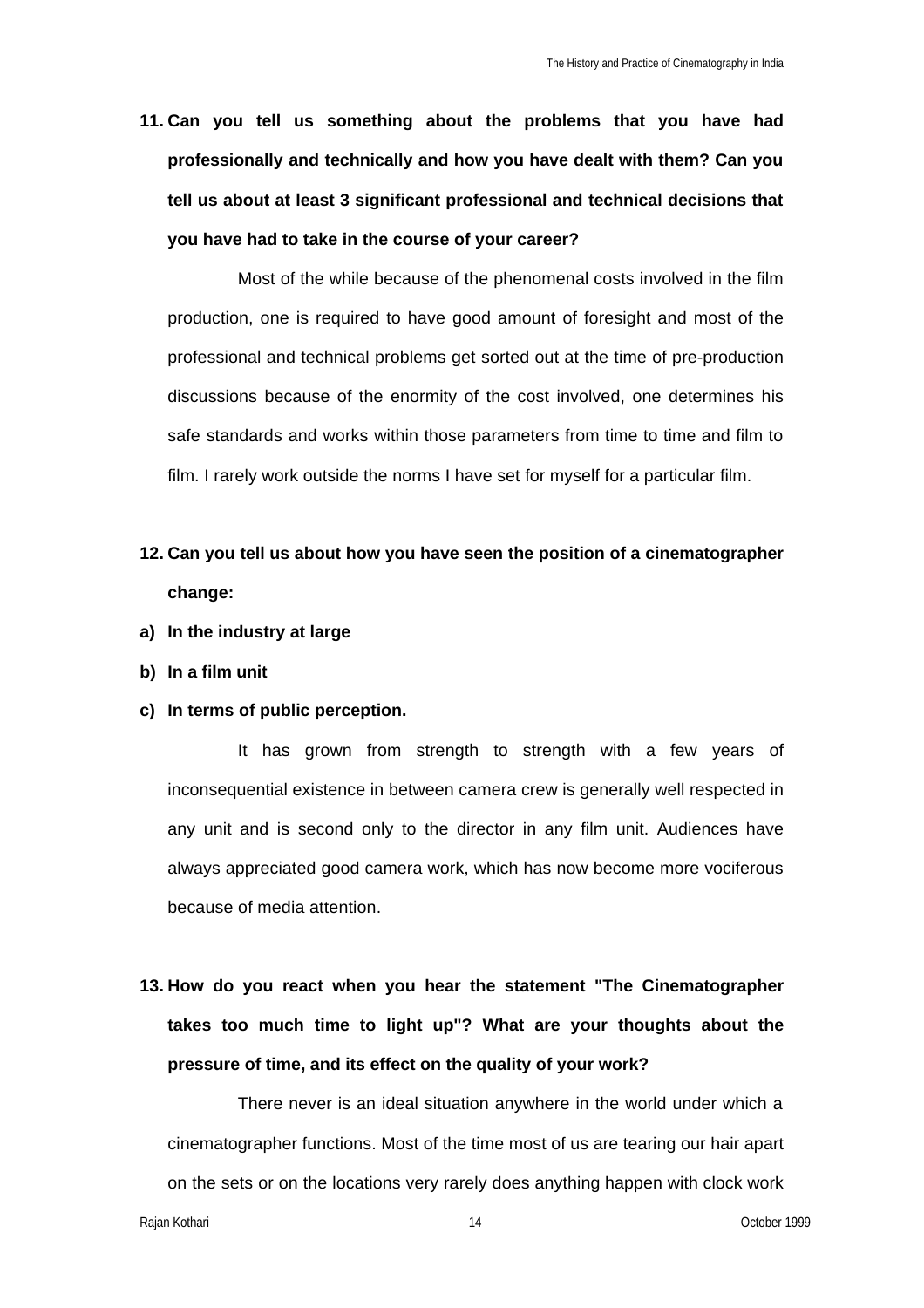**11. Can you tell us something about the problems that you have had professionally and technically and how you have dealt with them? Can you tell us about at least 3 significant professional and technical decisions that you have had to take in the course of your career?**

Most of the while because of the phenomenal costs involved in the film production, one is required to have good amount of foresight and most of the professional and technical problems get sorted out at the time of pre-production discussions because of the enormity of the cost involved, one determines his safe standards and works within those parameters from time to time and film to film. I rarely work outside the norms I have set for myself for a particular film.

**12. Can you tell us about how you have seen the position of a cinematographer change:**

**a) In the industry at large**

**b) In a film unit**

**c) In terms of public perception.**

It has grown from strength to strength with a few years of inconsequential existence in between camera crew is generally well respected in any unit and is second only to the director in any film unit. Audiences have always appreciated good camera work, which has now become more vociferous because of media attention.

**13. How do you react when you hear the statement "The Cinematographer takes too much time to light up"? What are your thoughts about the pressure of time, and its effect on the quality of your work?**

There never is an ideal situation anywhere in the world under which a cinematographer functions. Most of the time most of us are tearing our hair apart on the sets or on the locations very rarely does anything happen with clock work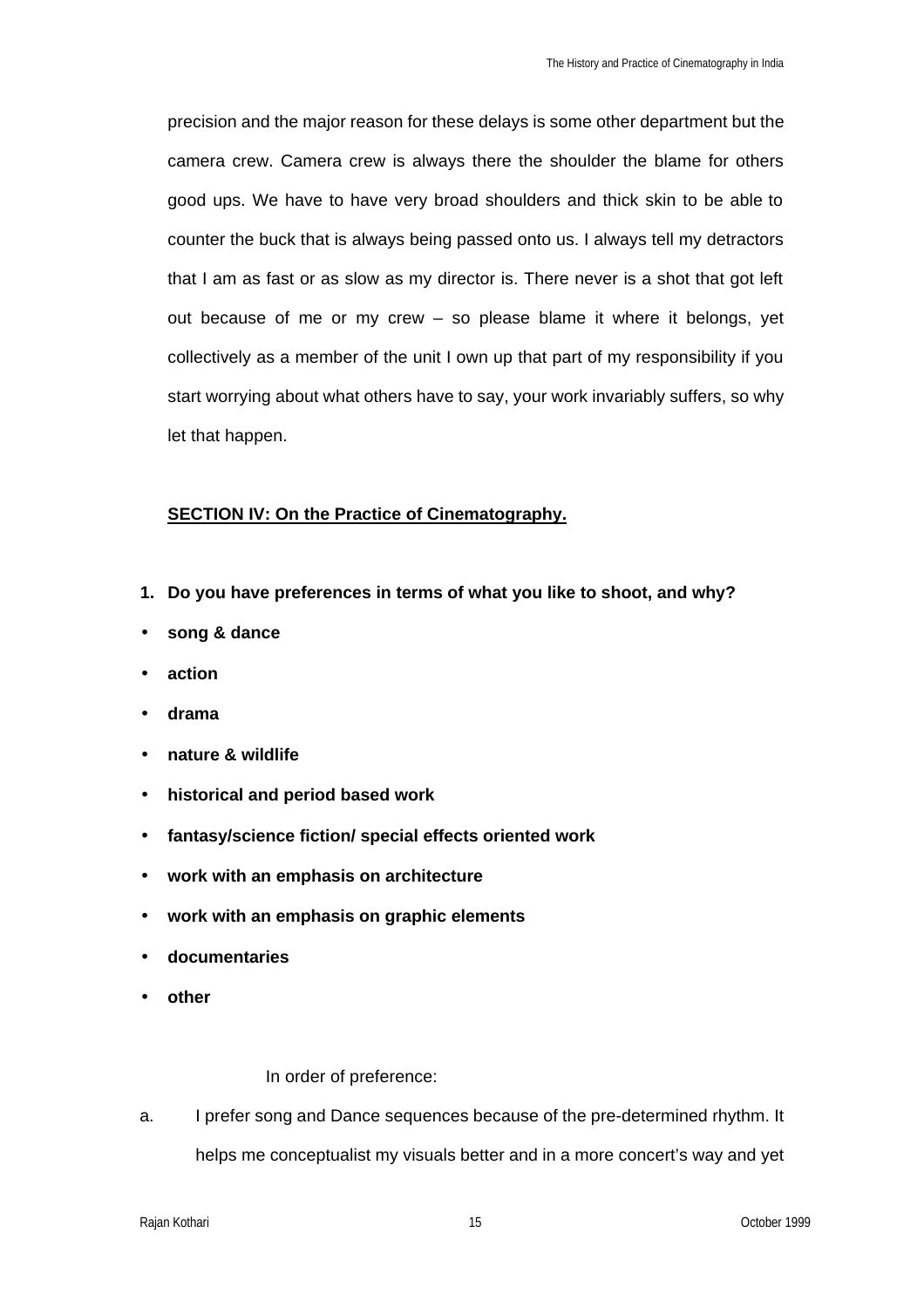precision and the major reason for these delays is some other department but the camera crew. Camera crew is always there the shoulder the blame for others good ups. We have to have very broad shoulders and thick skin to be able to counter the buck that is always being passed onto us. I always tell my detractors that I am as fast or as slow as my director is. There never is a shot that got left out because of me or my crew – so please blame it where it belongs, yet collectively as a member of the unit I own up that part of my responsibility if you start worrying about what others have to say, your work invariably suffers, so why let that happen.

## SECTION IV: On the Practice of Cinematography.

**1. Do you have preferences in terms of what you like to shoot, and why?**

- **song & dance**
- **action**
- **drama**
- **nature & wildlife**
- **historical and period based work**
- **fantasy/science fiction/ special effects oriented work**
- **work with an emphasis on architecture**
- **work with an emphasis on graphic elements**
- **documentaries**
- **other**

In order of preference:

a. I prefer song and Dance sequences because of the pre-determined rhythm. It helps me conceptualist my visuals better and in a more concert's way and yet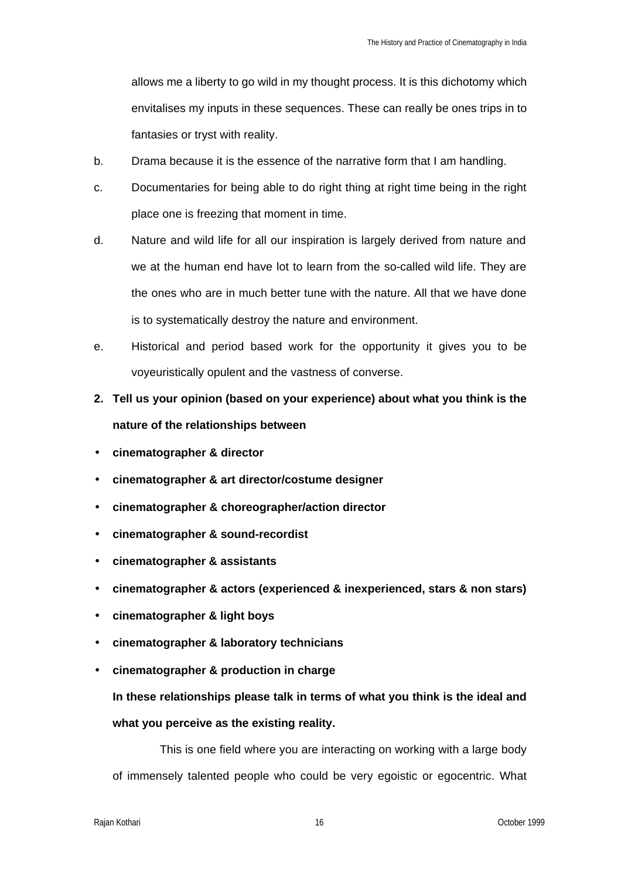allows me a liberty to go wild in my thought process. It is this dichotomy which envitalises my inputs in these sequences. These can really be ones trips in to fantasies or tryst with reality.

b. Drama because it is the essence of the narrative form that I am handling.

c. Documentaries for being able to do right thing at right time being in the right place one is freezing that moment in time.

d. Nature and wild life for all our inspiration is largely derived from nature and we at the human end have lot to learn from the so-called wild life. They are the ones who are in much better tune with the nature. All that we have done is to systematically destroy the nature and environment.

e. Historical and period based work for the opportunity it gives you to be voyeuristically opulent and the vastness of converse.

**2. Tell us your opinion (based on your experience) about what you think is the nature of the relationships between**

- **cinematographer & director**
- **cinematographer & art director/costume designer**
- **cinematographer & choreographer/action director**
- **cinematographer & sound-recordist**
- **cinematographer & assistants**
- **cinematographer & actors (experienced & inexperienced, stars & non stars)**
- **cinematographer & light boys**
- **cinematographer & laboratory technicians**
- **cinematographer & production in charge**

**In these relationships please talk in terms of what you think is the ideal and what you perceive as the existing reality.**

This is one field where you are interacting on working with a large body of immensely talented people who could be very egoistic or egocentric. What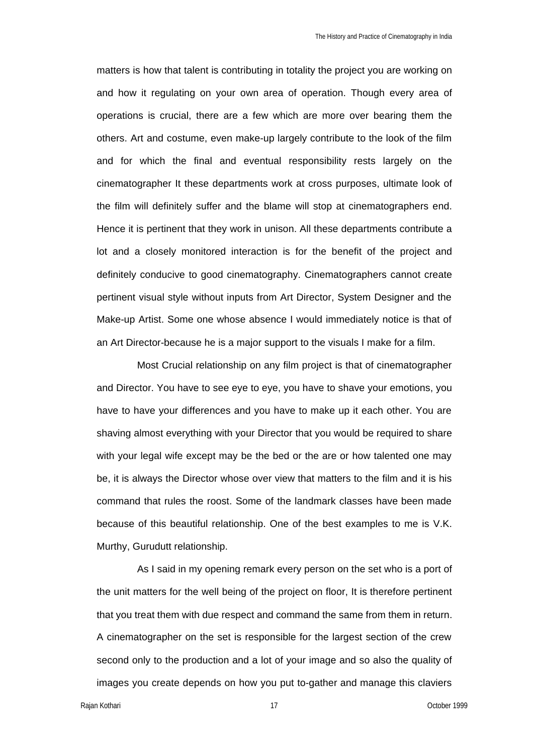matters is how that talent is contributing in totality the project you are working on and how it regulating on your own area of operation. Though every area of operations is crucial, there are a few which are more over bearing them the others. Art and costume, even make-up largely contribute to the look of the film and for which the final and eventual responsibility rests largely on the cinematographer It these departments work at cross purposes, ultimate look of the film will definitely suffer and the blame will stop at cinematographers end. Hence it is pertinent that they work in unison. All these departments contribute a lot and a closely monitored interaction is for the benefit of the project and definitely conducive to good cinematography. Cinematographers cannot create pertinent visual style without inputs from Art Director, System Designer and the Make-up Artist. Some one whose absence I would immediately notice is that of an Art Director-because he is a major support to the visuals I make for a film.

Most Crucial relationship on any film project is that of cinematographer and Director. You have to see eye to eye, you have to shave your emotions, you have to have your differences and you have to make up it each other. You are shaving almost everything with your Director that you would be required to share with your legal wife except may be the bed or the are or how talented one may be, it is always the Director whose over view that matters to the film and it is his command that rules the roost. Some of the landmark classes have been made because of this beautiful relationship. One of the best examples to me is V.K. Murthy, Gurudutt relationship.

As I said in my opening remark every person on the set who is a port of the unit matters for the well being of the project on floor, It is therefore pertinent that you treat them with due respect and command the same from them in return. A cinematographer on the set is responsible for the largest section of the crew second only to the production and a lot of your image and so also the quality of images you create depends on how you put to-gather and manage this claviers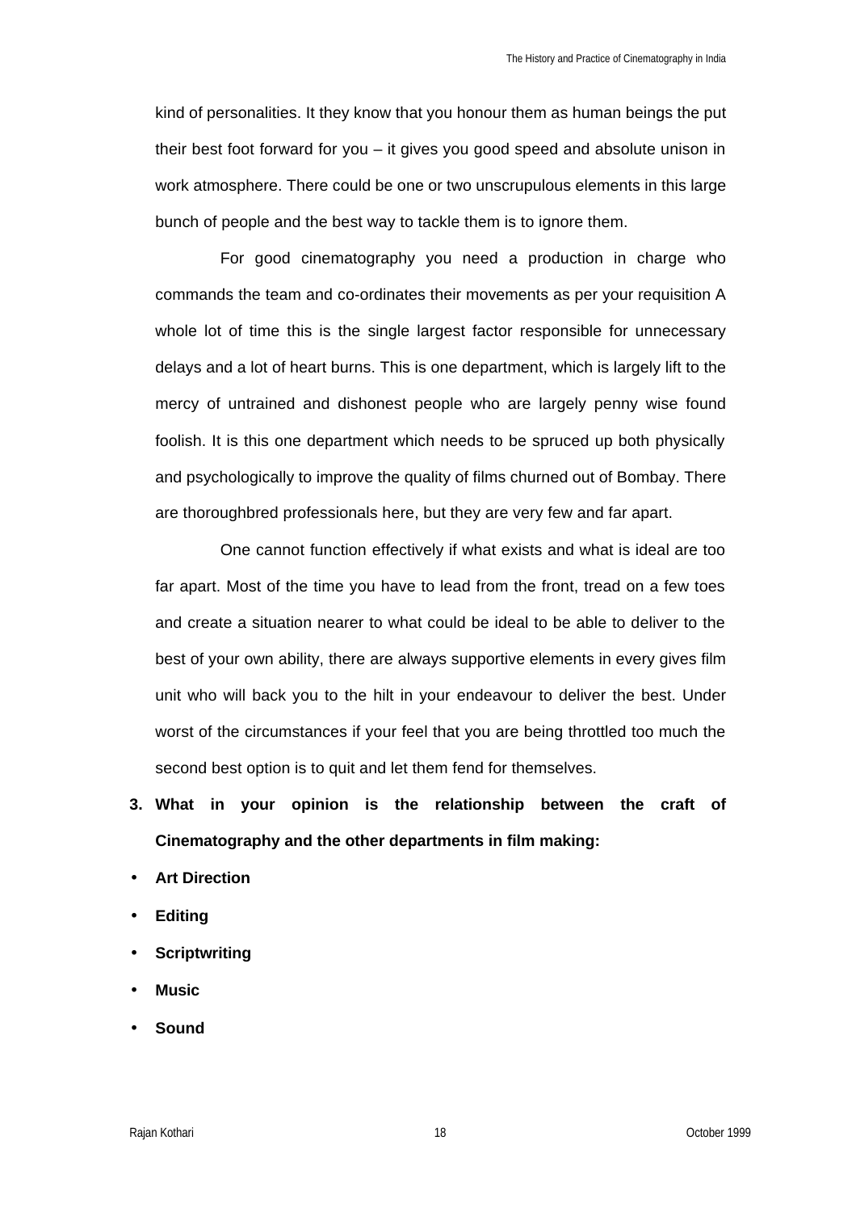kind of personalities. It they know that you honour them as human beings the put their best foot forward for you – it gives you good speed and absolute unison in work atmosphere. There could be one or two unscrupulous elements in this large bunch of people and the best way to tackle them is to ignore them.

For good cinematography you need a production in charge who commands the team and co-ordinates their movements as per your requisition A whole lot of time this is the single largest factor responsible for unnecessary delays and a lot of heart burns. This is one department, which is largely lift to the mercy of untrained and dishonest people who are largely penny wise found foolish. It is this one department which needs to be spruced up both physically and psychologically to improve the quality of films churned out of Bombay. There are thoroughbred professionals here, but they are very few and far apart.

One cannot function effectively if what exists and what is ideal are too far apart. Most of the time you have to lead from the front, tread on a few toes and create a situation nearer to what could be ideal to be able to deliver to the best of your own ability, there are always supportive elements in every gives film unit who will back you to the hilt in your endeavour to deliver the best. Under worst of the circumstances if your feel that you are being throttled too much the second best option is to quit and let them fend for themselves.

**3. What in your opinion is the relationship between the craft of Cinematography and the other departments in film making:**

- **Art Direction**
- **Editing**
- **Scriptwriting**
- **Music**
- **Sound**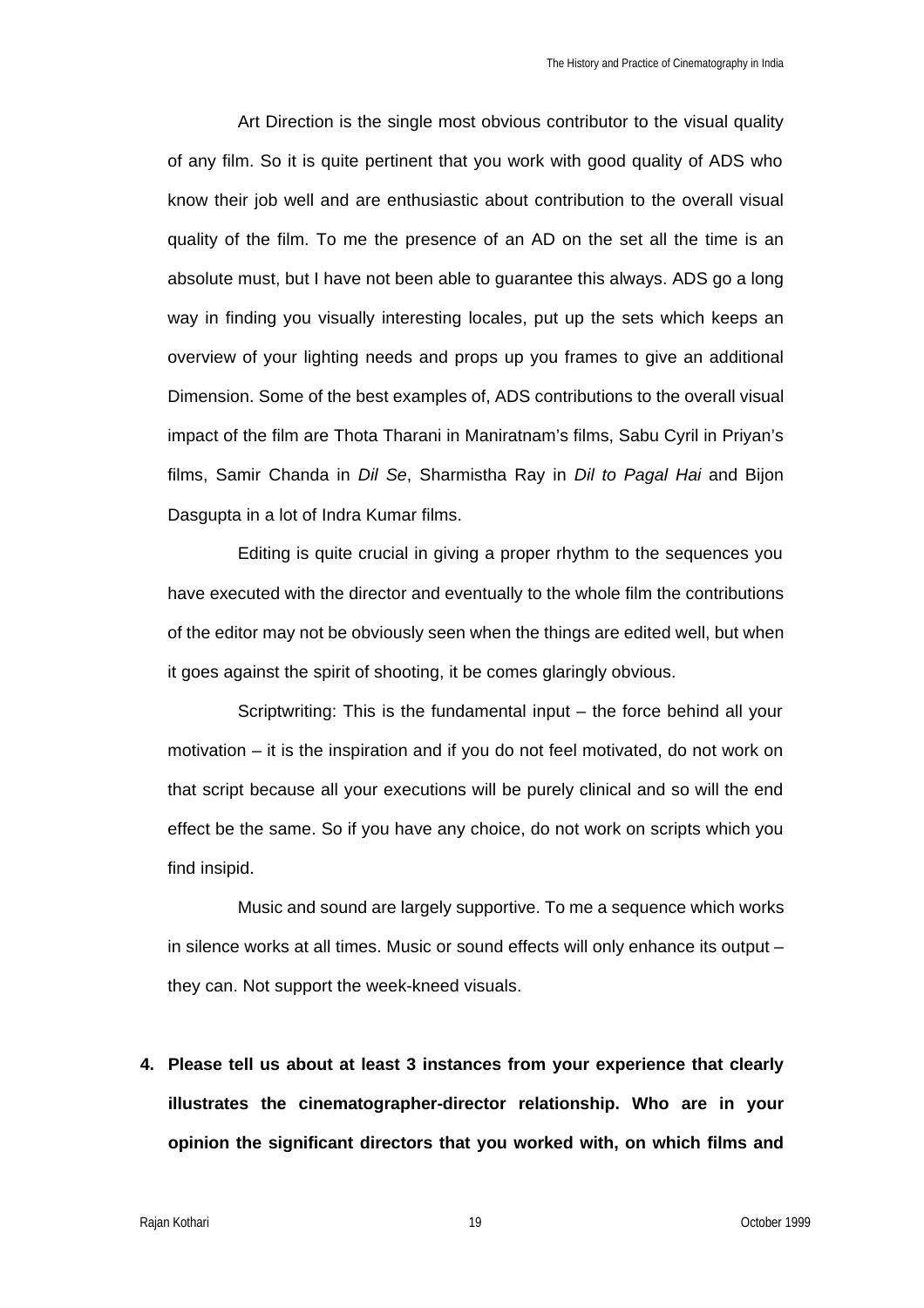Art Direction is the single most obvious contributor to the visual quality of any film. So it is quite pertinent that you work with good quality of ADS who know their job well and are enthusiastic about contribution to the overall visual quality of the film. To me the presence of an AD on the set all the time is an absolute must, but I have not been able to guarantee this always. ADS go a long way in finding you visually interesting locales, put up the sets which keeps an overview of your lighting needs and props up you frames to give an additional Dimension. Some of the best examples of, ADS contributions to the overall visual impact of the film are Thota Tharani in Maniratnam's films, Sabu Cyril in Priyan's films, Samir Chanda in *Dil Se*, Sharmistha Ray in *Dil to Pagal Hai* and Bijon Dasgupta in a lot of Indra Kumar films.

Editing is quite crucial in giving a proper rhythm to the sequences you have executed with the director and eventually to the whole film the contributions of the editor may not be obviously seen when the things are edited well, but when it goes against the spirit of shooting, it be comes glaringly obvious.

Scriptwriting: This is the fundamental input – the force behind all your motivation – it is the inspiration and if you do not feel motivated, do not work on that script because all your executions will be purely clinical and so will the end effect be the same. So if you have any choice, do not work on scripts which you find insipid.

Music and sound are largely supportive. To me a sequence which works in silence works at all times. Music or sound effects will only enhance its output – they can. Not support the week-kneed visuals.

4. **Please tell us about at least 3 instances from your experience that clearly illustrates the cinematographer-director relationship. Who are in your opinion the significant directors that you worked with, on which films and**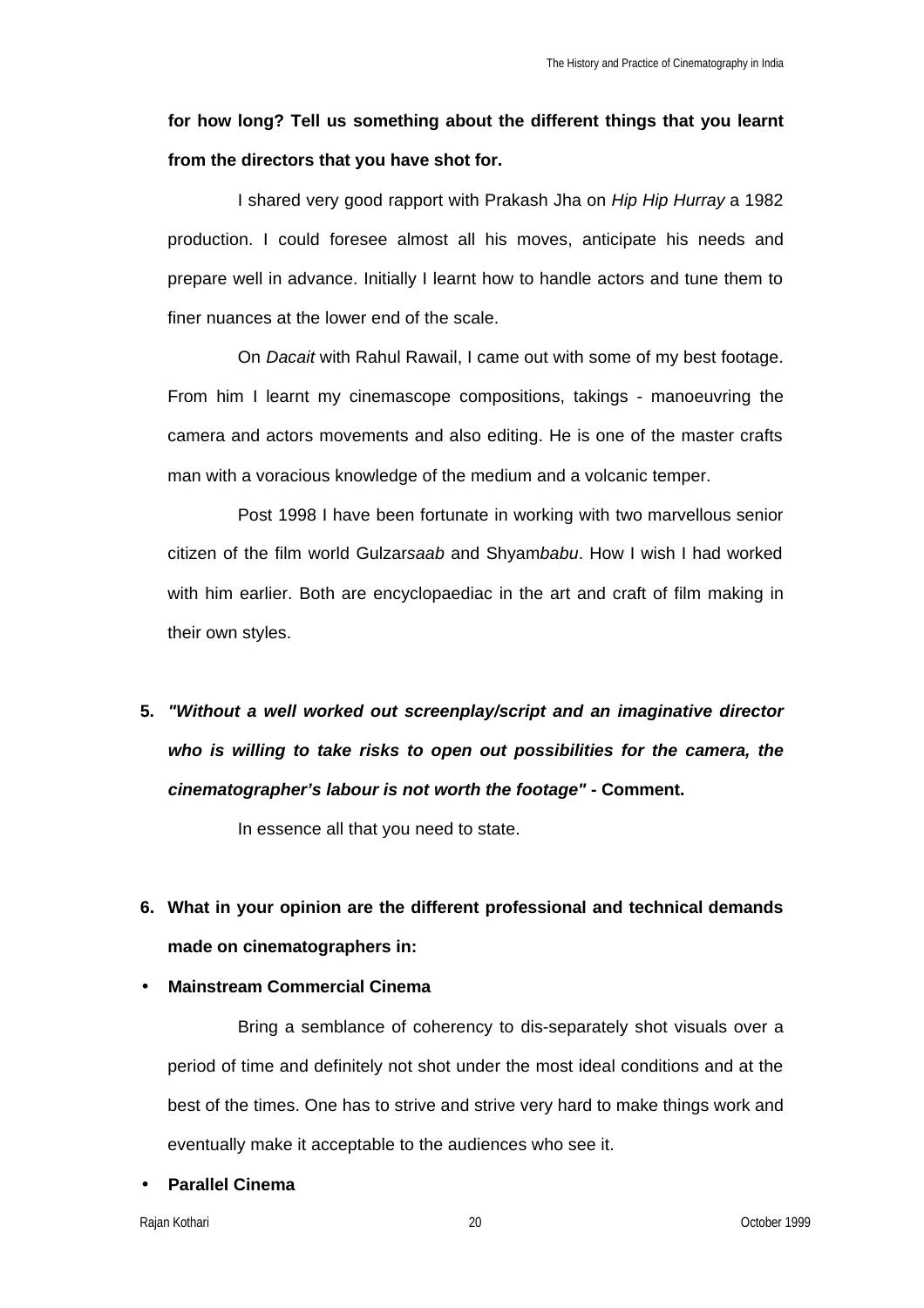**for how long? Tell us something about the different things that you learnt from the directors that you have shot for.**

I shared very good rapport with Prakash Jha on *Hip Hip Hurray* a 1982 production. I could foresee almost all his moves, anticipate his needs and prepare well in advance. Initially I learnt how to handle actors and tune them to finer nuances at the lower end of the scale.

On *Dacait* with Rahul Rawail, I came out with some of my best footage. From him I learnt my cinemascope compositions, takings - manoeuvring the camera and actors movements and also editing. He is one of the master crafts man with a voracious knowledge of the medium and a volcanic temper.

Post 1998 I have been fortunate in working with two marvellous senior citizen of the film world Gulzar*saab* and Shyam*babu*. How I wish I had worked with him earlier. Both are encyclopaediac in the art and craft of film making in their own styles.

5. ***"Without a well worked out screenplay/script and an imaginative director who is willing to take risks to open out possibilities for the camera, the cinematographer's labour is not worth the footage"* - Comment.**

   In essence all that you need to state.

6. **What in your opinion are the different professional and technical demands made on cinematographers in:**

- **Mainstream Commercial Cinema**

  Bring a semblance of coherency to dis-separately shot visuals over a period of time and definitely not shot under the most ideal conditions and at the best of the times. One has to strive and strive very hard to make things work and eventually make it acceptable to the audiences who see it.

- **Parallel Cinema**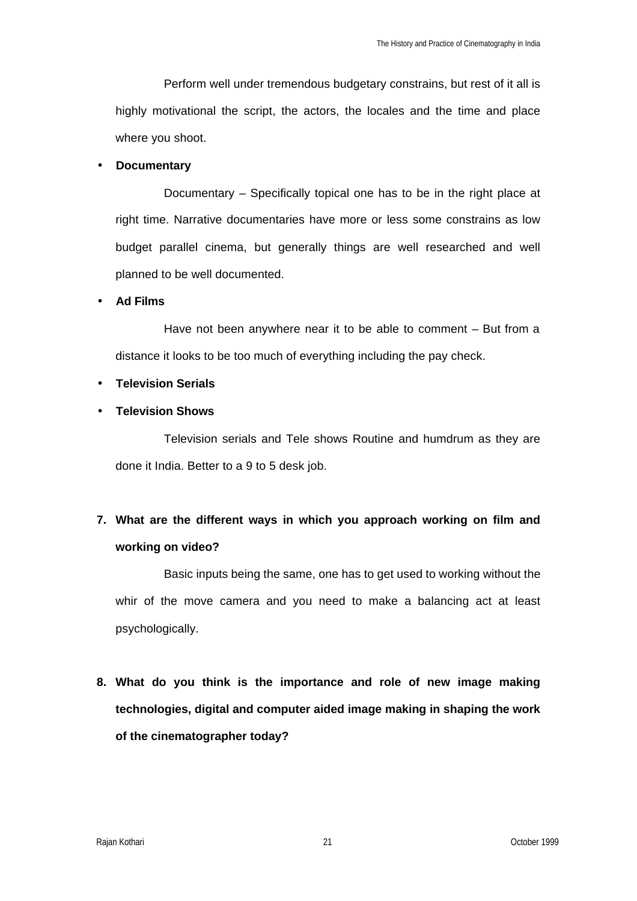Perform well under tremendous budgetary constrains, but rest of it all is highly motivational the script, the actors, the locales and the time and place where you shoot.

- **Documentary**

Documentary – Specifically topical one has to be in the right place at right time. Narrative documentaries have more or less some constrains as low budget parallel cinema, but generally things are well researched and well planned to be well documented.

- **Ad Films**

Have not been anywhere near it to be able to comment – But from a distance it looks to be too much of everything including the pay check.

- **Television Serials**
- **Television Shows**

Television serials and Tele shows Routine and humdrum as they are done it India. Better to a 9 to 5 desk job.

**7. What are the different ways in which you approach working on film and working on video?**

Basic inputs being the same, one has to get used to working without the whir of the move camera and you need to make a balancing act at least psychologically.

**8. What do you think is the importance and role of new image making technologies, digital and computer aided image making in shaping the work of the cinematographer today?**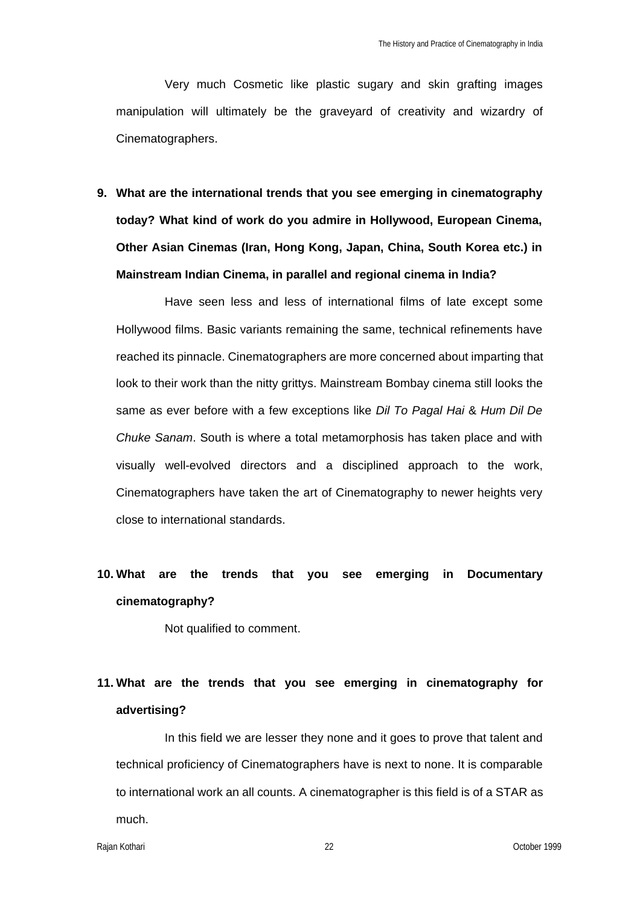Very much Cosmetic like plastic sugary and skin grafting images manipulation will ultimately be the graveyard of creativity and wizardry of Cinematographers.

**9. What are the international trends that you see emerging in cinematography today? What kind of work do you admire in Hollywood, European Cinema, Other Asian Cinemas (Iran, Hong Kong, Japan, China, South Korea etc.) in Mainstream Indian Cinema, in parallel and regional cinema in India?**

Have seen less and less of international films of late except some Hollywood films. Basic variants remaining the same, technical refinements have reached its pinnacle. Cinematographers are more concerned about imparting that look to their work than the nitty grittys. Mainstream Bombay cinema still looks the same as ever before with a few exceptions like *Dil To Pagal Hai* & *Hum Dil De Chuke Sanam*. South is where a total metamorphosis has taken place and with visually well-evolved directors and a disciplined approach to the work, Cinematographers have taken the art of Cinematography to newer heights very close to international standards.

**10. What are the trends that you see emerging in Documentary cinematography?**

Not qualified to comment.

**11. What are the trends that you see emerging in cinematography for advertising?**

In this field we are lesser they none and it goes to prove that talent and technical proficiency of Cinematographers have is next to none. It is comparable to international work an all counts. A cinematographer is this field is of a STAR as much.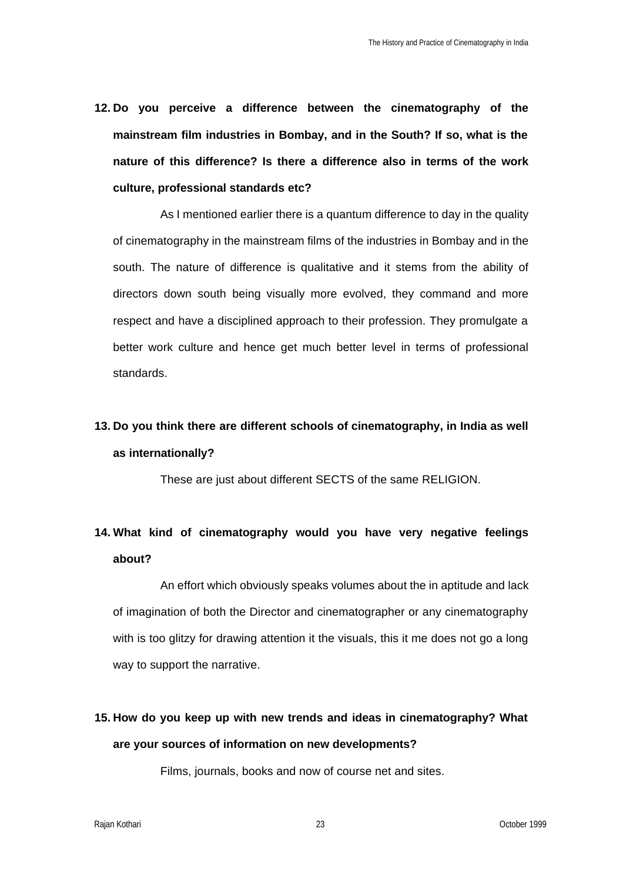**12. Do you perceive a difference between the cinematography of the mainstream film industries in Bombay, and in the South? If so, what is the nature of this difference? Is there a difference also in terms of the work culture, professional standards etc?**

As I mentioned earlier there is a quantum difference to day in the quality of cinematography in the mainstream films of the industries in Bombay and in the south. The nature of difference is qualitative and it stems from the ability of directors down south being visually more evolved, they command and more respect and have a disciplined approach to their profession. They promulgate a better work culture and hence get much better level in terms of professional standards.

**13. Do you think there are different schools of cinematography, in India as well as internationally?**

These are just about different SECTS of the same RELIGION.

**14. What kind of cinematography would you have very negative feelings about?**

An effort which obviously speaks volumes about the in aptitude and lack of imagination of both the Director and cinematographer or any cinematography with is too glitzy for drawing attention it the visuals, this it me does not go a long way to support the narrative.

**15. How do you keep up with new trends and ideas in cinematography? What are your sources of information on new developments?**

Films, journals, books and now of course net and sites.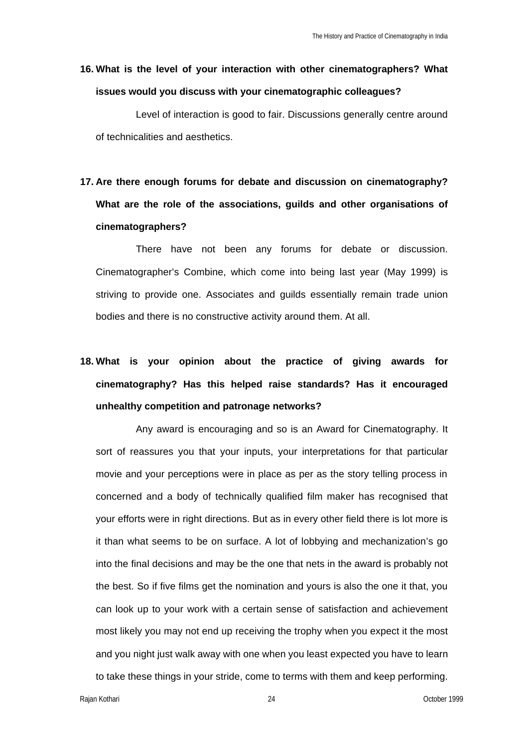**16. What is the level of your interaction with other cinematographers? What issues would you discuss with your cinematographic colleagues?**

Level of interaction is good to fair. Discussions generally centre around of technicalities and aesthetics.

**17. Are there enough forums for debate and discussion on cinematography? What are the role of the associations, guilds and other organisations of cinematographers?**

There have not been any forums for debate or discussion. Cinematographer's Combine, which come into being last year (May 1999) is striving to provide one. Associates and guilds essentially remain trade union bodies and there is no constructive activity around them. At all.

**18. What is your opinion about the practice of giving awards for cinematography? Has this helped raise standards? Has it encouraged unhealthy competition and patronage networks?**

Any award is encouraging and so is an Award for Cinematography. It sort of reassures you that your inputs, your interpretations for that particular movie and your perceptions were in place as per as the story telling process in concerned and a body of technically qualified film maker has recognised that your efforts were in right directions. But as in every other field there is lot more is it than what seems to be on surface. A lot of lobbying and mechanization's go into the final decisions and may be the one that nets in the award is probably not the best. So if five films get the nomination and yours is also the one it that, you can look up to your work with a certain sense of satisfaction and achievement most likely you may not end up receiving the trophy when you expect it the most and you night just walk away with one when you least expected you have to learn to take these things in your stride, come to terms with them and keep performing.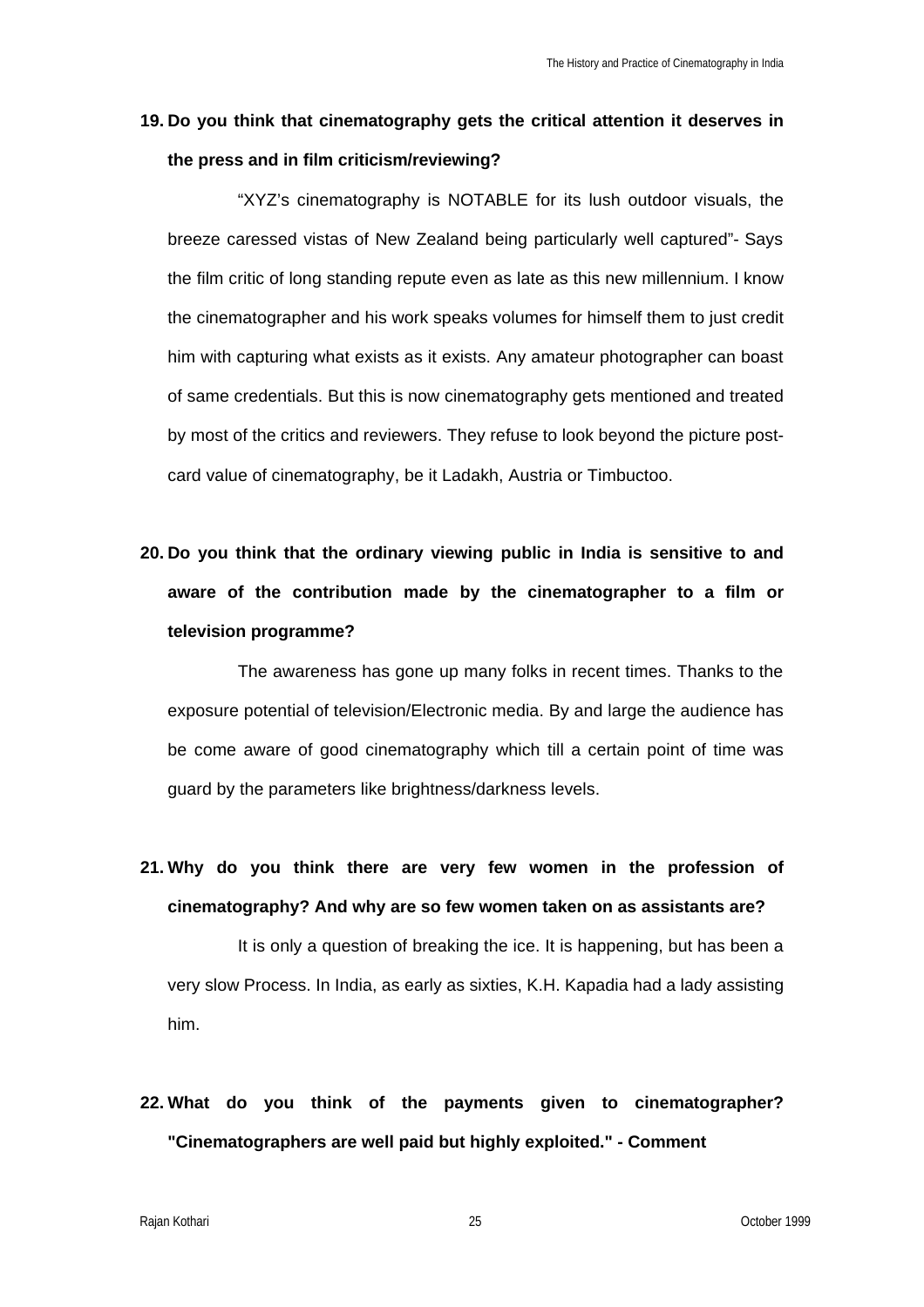**19. Do you think that cinematography gets the critical attention it deserves in the press and in film criticism/reviewing?**

"XYZ's cinematography is NOTABLE for its lush outdoor visuals, the breeze caressed vistas of New Zealand being particularly well captured"- Says the film critic of long standing repute even as late as this new millennium. I know the cinematographer and his work speaks volumes for himself them to just credit him with capturing what exists as it exists. Any amateur photographer can boast of same credentials. But this is now cinematography gets mentioned and treated by most of the critics and reviewers. They refuse to look beyond the picture post-card value of cinematography, be it Ladakh, Austria or Timbuctoo.

**20. Do you think that the ordinary viewing public in India is sensitive to and aware of the contribution made by the cinematographer to a film or television programme?**

The awareness has gone up many folks in recent times. Thanks to the exposure potential of television/Electronic media. By and large the audience has be come aware of good cinematography which till a certain point of time was guard by the parameters like brightness/darkness levels.

**21. Why do you think there are very few women in the profession of cinematography? And why are so few women taken on as assistants are?**

It is only a question of breaking the ice. It is happening, but has been a very slow Process. In India, as early as sixties, K.H. Kapadia had a lady assisting him.

**22. What do you think of the payments given to cinematographer? "Cinematographers are well paid but highly exploited." - Comment**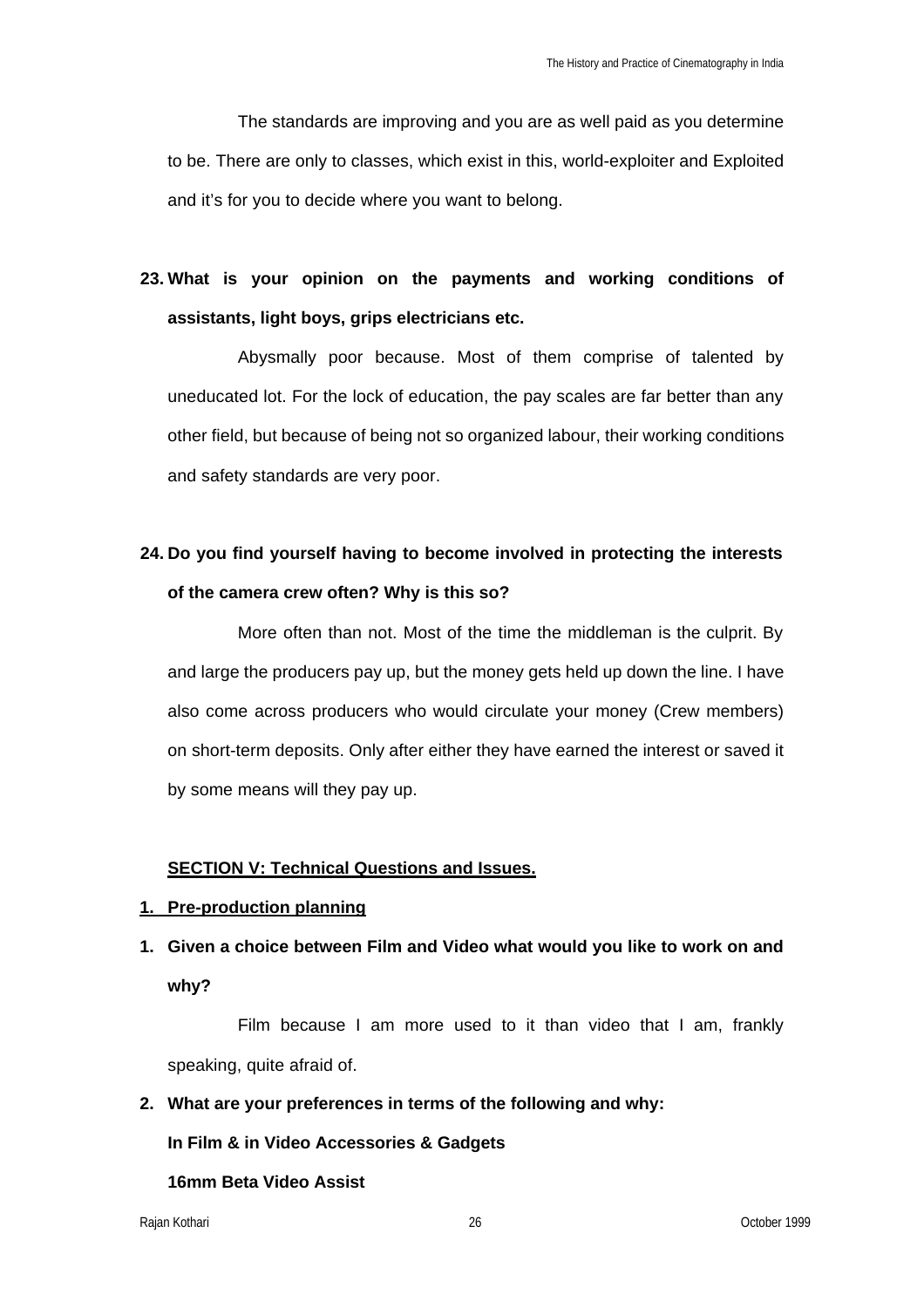The standards are improving and you are as well paid as you determine to be. There are only to classes, which exist in this, world-exploiter and Exploited and it's for you to decide where you want to belong.

**23. What is your opinion on the payments and working conditions of assistants, light boys, grips electricians etc.**

Abysmally poor because. Most of them comprise of talented by uneducated lot. For the lock of education, the pay scales are far better than any other field, but because of being not so organized labour, their working conditions and safety standards are very poor.

**24. Do you find yourself having to become involved in protecting the interests of the camera crew often? Why is this so?**

More often than not. Most of the time the middleman is the culprit. By and large the producers pay up, but the money gets held up down the line. I have also come across producers who would circulate your money (Crew members) on short-term deposits. Only after either they have earned the interest or saved it by some means will they pay up.

## SECTION V: Technical Questions and Issues.

### 1. Pre-production planning

**1. Given a choice between Film and Video what would you like to work on and why?**

Film because I am more used to it than video that I am, frankly speaking, quite afraid of.

**2. What are your preferences in terms of the following and why:**

**In Film & in Video Accessories & Gadgets**

**16mm Beta Video Assist**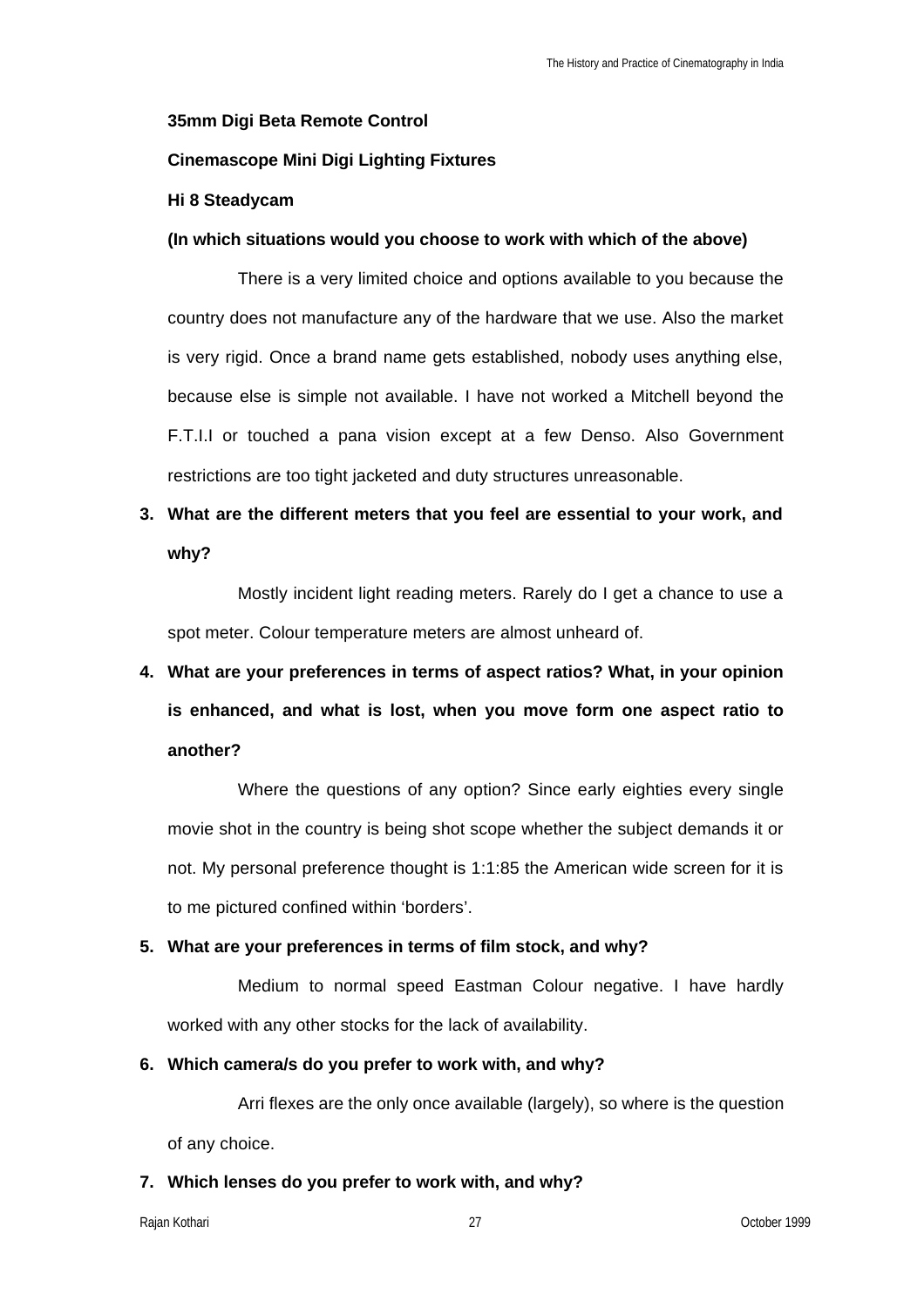**35mm Digi Beta Remote Control**

**Cinemascope Mini Digi Lighting Fixtures**

**Hi 8 Steadycam**

**(In which situations would you choose to work with which of the above)**

There is a very limited choice and options available to you because the country does not manufacture any of the hardware that we use. Also the market is very rigid. Once a brand name gets established, nobody uses anything else, because else is simple not available. I have not worked a Mitchell beyond the F.T.I.I or touched a pana vision except at a few Denso. Also Government restrictions are too tight jacketed and duty structures unreasonable.

3. **What are the different meters that you feel are essential to your work, and why?**

   Mostly incident light reading meters. Rarely do I get a chance to use a spot meter. Colour temperature meters are almost unheard of.

4. **What are your preferences in terms of aspect ratios? What, in your opinion is enhanced, and what is lost, when you move form one aspect ratio to another?**

   Where the questions of any option? Since early eighties every single movie shot in the country is being shot scope whether the subject demands it or not. My personal preference thought is 1:1:85 the American wide screen for it is to me pictured confined within 'borders'.

5. **What are your preferences in terms of film stock, and why?**

   Medium to normal speed Eastman Colour negative. I have hardly worked with any other stocks for the lack of availability.

6. **Which camera/s do you prefer to work with, and why?**

   Arri flexes are the only once available (largely), so where is the question of any choice.

7. **Which lenses do you prefer to work with, and why?**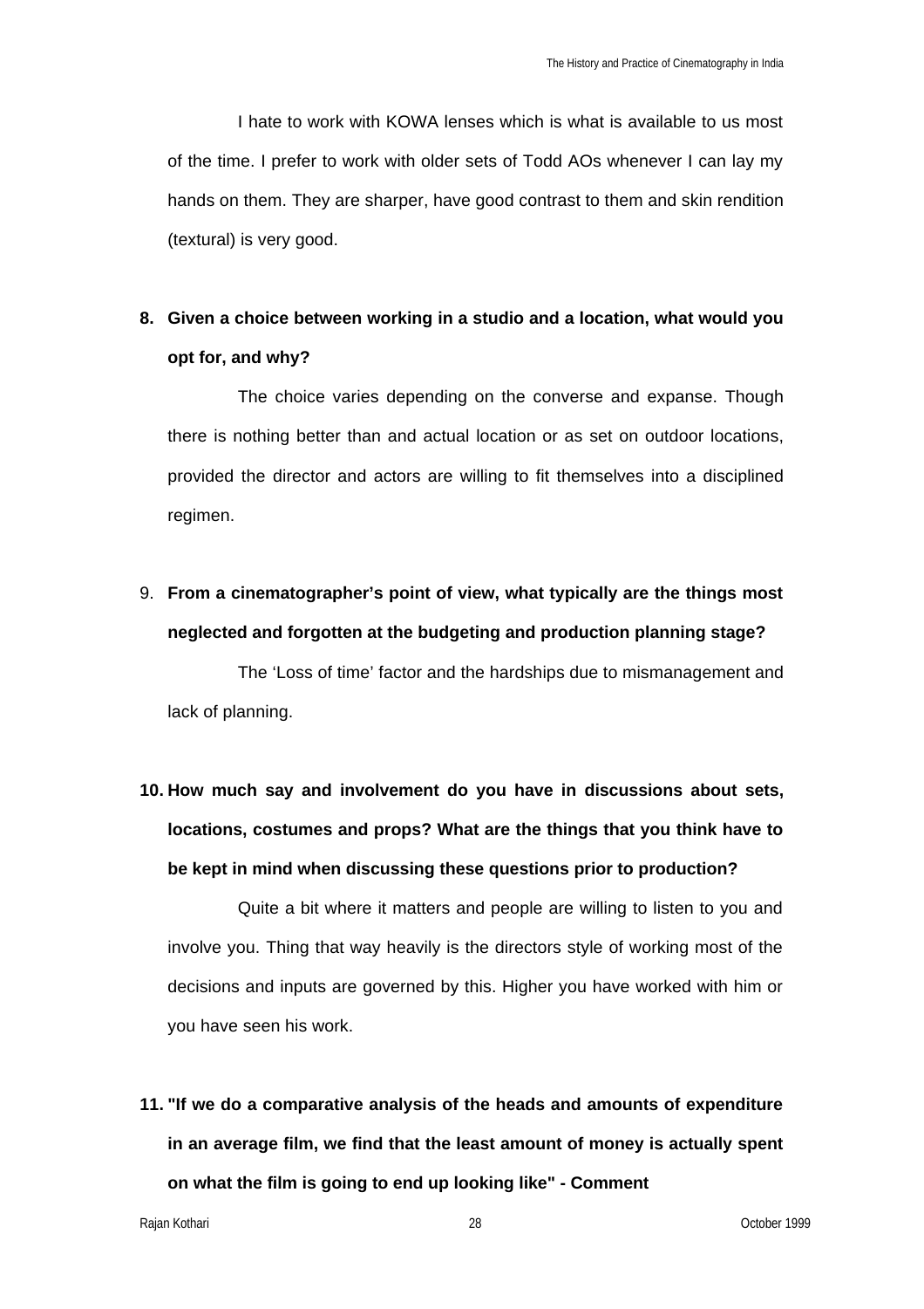I hate to work with KOWA lenses which is what is available to us most of the time. I prefer to work with older sets of Todd AOs whenever I can lay my hands on them. They are sharper, have good contrast to them and skin rendition (textural) is very good.

**8. Given a choice between working in a studio and a location, what would you opt for, and why?**

The choice varies depending on the converse and expanse. Though there is nothing better than and actual location or as set on outdoor locations, provided the director and actors are willing to fit themselves into a disciplined regimen.

9. **From a cinematographer's point of view, what typically are the things most neglected and forgotten at the budgeting and production planning stage?**

The 'Loss of time' factor and the hardships due to mismanagement and lack of planning.

**10. How much say and involvement do you have in discussions about sets, locations, costumes and props? What are the things that you think have to be kept in mind when discussing these questions prior to production?**

Quite a bit where it matters and people are willing to listen to you and involve you. Thing that way heavily is the directors style of working most of the decisions and inputs are governed by this. Higher you have worked with him or you have seen his work.

**11. "If we do a comparative analysis of the heads and amounts of expenditure in an average film, we find that the least amount of money is actually spent on what the film is going to end up looking like" - Comment**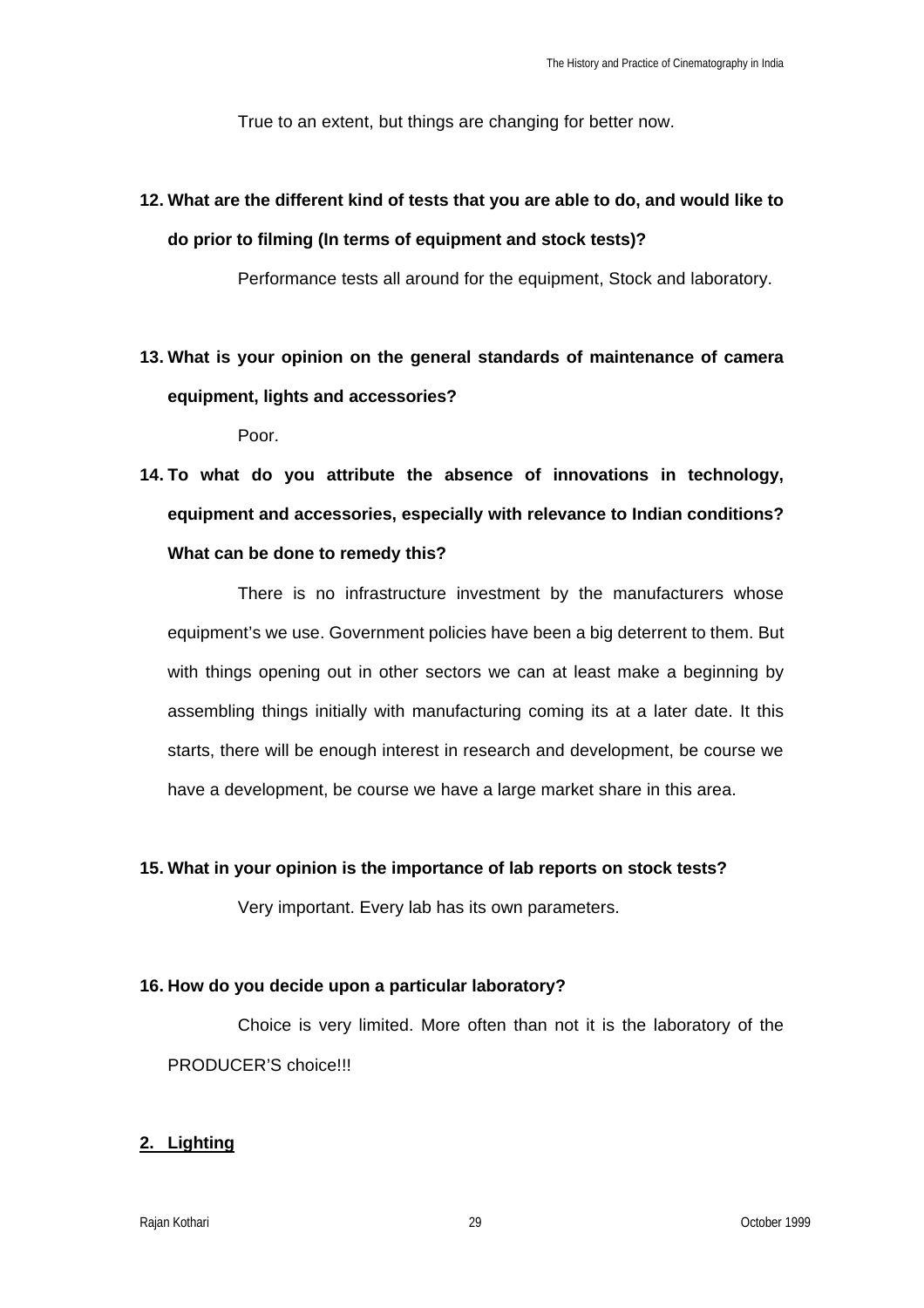True to an extent, but things are changing for better now.

**12. What are the different kind of tests that you are able to do, and would like to do prior to filming (In terms of equipment and stock tests)?**

Performance tests all around for the equipment, Stock and laboratory.

**13. What is your opinion on the general standards of maintenance of camera equipment, lights and accessories?**

Poor.

**14. To what do you attribute the absence of innovations in technology, equipment and accessories, especially with relevance to Indian conditions? What can be done to remedy this?**

There is no infrastructure investment by the manufacturers whose equipment's we use. Government policies have been a big deterrent to them. But with things opening out in other sectors we can at least make a beginning by assembling things initially with manufacturing coming its at a later date. It this starts, there will be enough interest in research and development, be course we have a development, be course we have a large market share in this area.

**15. What in your opinion is the importance of lab reports on stock tests?**

Very important. Every lab has its own parameters.

**16. How do you decide upon a particular laboratory?**

Choice is very limited. More often than not it is the laboratory of the PRODUCER'S choice!!!

## 2. Lighting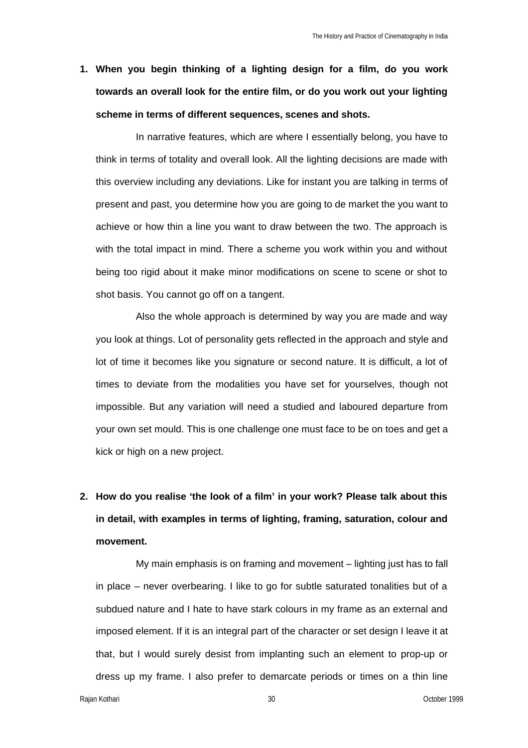1. **When you begin thinking of a lighting design for a film, do you work towards an overall look for the entire film, or do you work out your lighting scheme in terms of different sequences, scenes and shots.**

In narrative features, which are where I essentially belong, you have to think in terms of totality and overall look. All the lighting decisions are made with this overview including any deviations. Like for instant you are talking in terms of present and past, you determine how you are going to de market the you want to achieve or how thin a line you want to draw between the two. The approach is with the total impact in mind. There a scheme you work within you and without being too rigid about it make minor modifications on scene to scene or shot to shot basis. You cannot go off on a tangent.

Also the whole approach is determined by way you are made and way you look at things. Lot of personality gets reflected in the approach and style and lot of time it becomes like you signature or second nature. It is difficult, a lot of times to deviate from the modalities you have set for yourselves, though not impossible. But any variation will need a studied and laboured departure from your own set mould. This is one challenge one must face to be on toes and get a kick or high on a new project.

2. **How do you realise 'the look of a film' in your work? Please talk about this in detail, with examples in terms of lighting, framing, saturation, colour and movement.**

My main emphasis is on framing and movement – lighting just has to fall in place – never overbearing. I like to go for subtle saturated tonalities but of a subdued nature and I hate to have stark colours in my frame as an external and imposed element. If it is an integral part of the character or set design I leave it at that, but I would surely desist from implanting such an element to prop-up or dress up my frame. I also prefer to demarcate periods or times on a thin line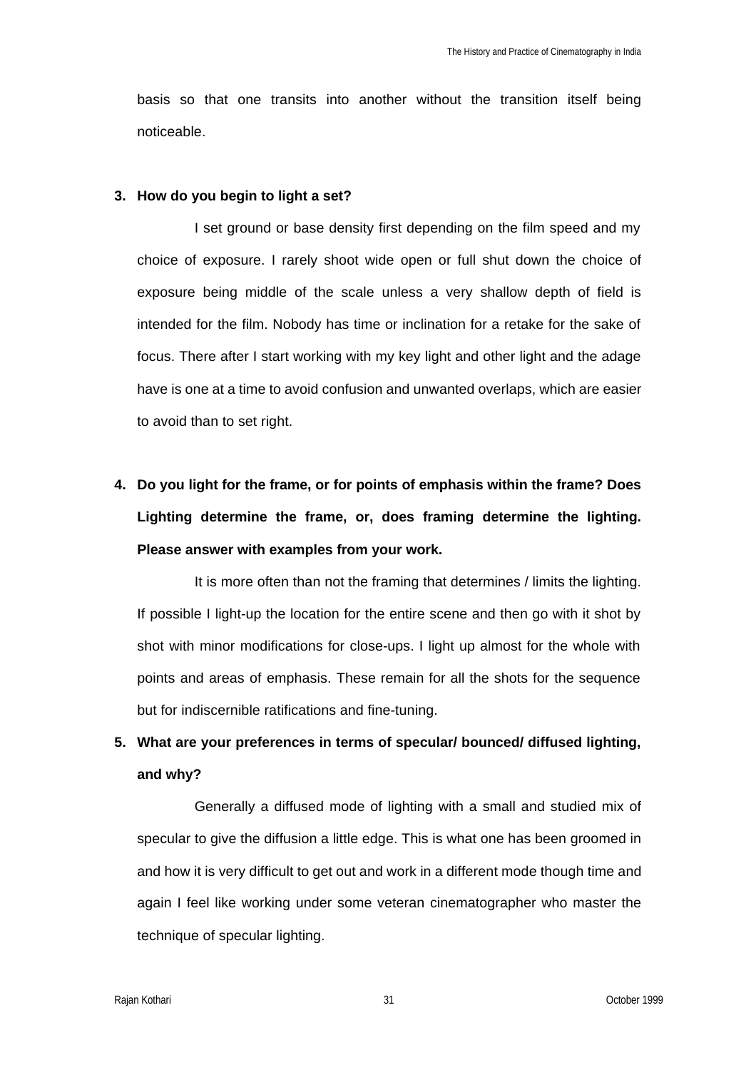basis so that one transits into another without the transition itself being noticeable.

**3. How do you begin to light a set?**

I set ground or base density first depending on the film speed and my choice of exposure. I rarely shoot wide open or full shut down the choice of exposure being middle of the scale unless a very shallow depth of field is intended for the film. Nobody has time or inclination for a retake for the sake of focus. There after I start working with my key light and other light and the adage have is one at a time to avoid confusion and unwanted overlaps, which are easier to avoid than to set right.

**4. Do you light for the frame, or for points of emphasis within the frame? Does Lighting determine the frame, or, does framing determine the lighting. Please answer with examples from your work.**

It is more often than not the framing that determines / limits the lighting. If possible I light-up the location for the entire scene and then go with it shot by shot with minor modifications for close-ups. I light up almost for the whole with points and areas of emphasis. These remain for all the shots for the sequence but for indiscernible ratifications and fine-tuning.

**5. What are your preferences in terms of specular/ bounced/ diffused lighting, and why?**

Generally a diffused mode of lighting with a small and studied mix of specular to give the diffusion a little edge. This is what one has been groomed in and how it is very difficult to get out and work in a different mode though time and again I feel like working under some veteran cinematographer who master the technique of specular lighting.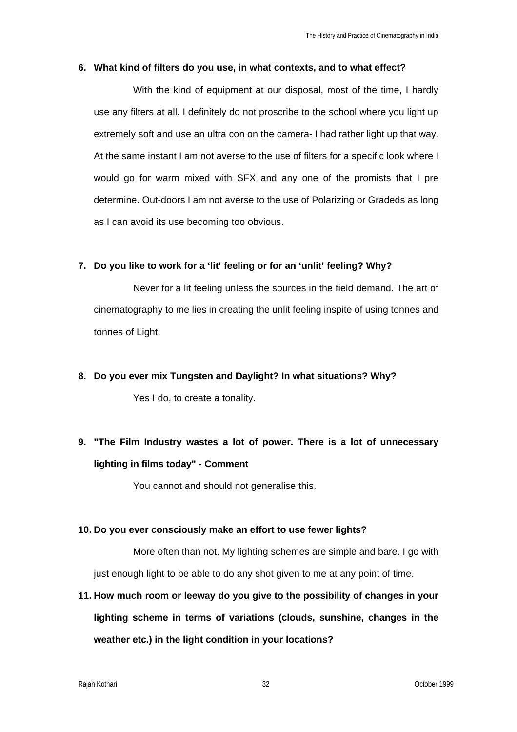**6. What kind of filters do you use, in what contexts, and to what effect?**

With the kind of equipment at our disposal, most of the time, I hardly use any filters at all. I definitely do not proscribe to the school where you light up extremely soft and use an ultra con on the camera- I had rather light up that way. At the same instant I am not averse to the use of filters for a specific look where I would go for warm mixed with SFX and any one of the promists that I pre determine. Out-doors I am not averse to the use of Polarizing or Gradeds as long as I can avoid its use becoming too obvious.

**7. Do you like to work for a 'lit' feeling or for an 'unlit' feeling? Why?**

Never for a lit feeling unless the sources in the field demand. The art of cinematography to me lies in creating the unlit feeling inspite of using tonnes and tonnes of Light.

**8. Do you ever mix Tungsten and Daylight? In what situations? Why?**

Yes I do, to create a tonality.

**9. "The Film Industry wastes a lot of power. There is a lot of unnecessary lighting in films today" - Comment**

You cannot and should not generalise this.

**10. Do you ever consciously make an effort to use fewer lights?**

More often than not. My lighting schemes are simple and bare. I go with just enough light to be able to do any shot given to me at any point of time.

**11. How much room or leeway do you give to the possibility of changes in your lighting scheme in terms of variations (clouds, sunshine, changes in the weather etc.) in the light condition in your locations?**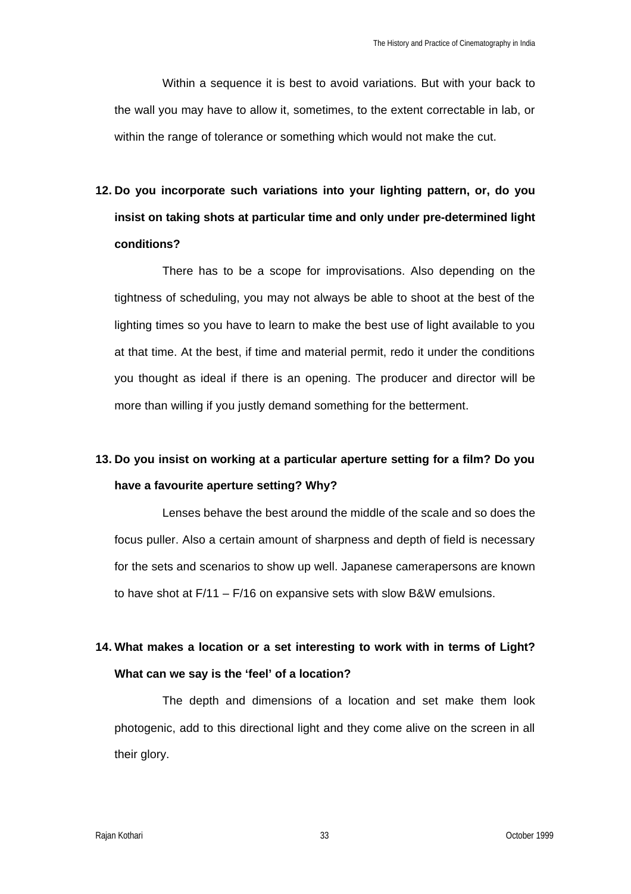Within a sequence it is best to avoid variations. But with your back to the wall you may have to allow it, sometimes, to the extent correctable in lab, or within the range of tolerance or something which would not make the cut.

**12. Do you incorporate such variations into your lighting pattern, or, do you insist on taking shots at particular time and only under pre-determined light conditions?**

There has to be a scope for improvisations. Also depending on the tightness of scheduling, you may not always be able to shoot at the best of the lighting times so you have to learn to make the best use of light available to you at that time. At the best, if time and material permit, redo it under the conditions you thought as ideal if there is an opening. The producer and director will be more than willing if you justly demand something for the betterment.

**13. Do you insist on working at a particular aperture setting for a film? Do you have a favourite aperture setting? Why?**

Lenses behave the best around the middle of the scale and so does the focus puller. Also a certain amount of sharpness and depth of field is necessary for the sets and scenarios to show up well. Japanese camerapersons are known to have shot at F/11 – F/16 on expansive sets with slow B&W emulsions.

**14. What makes a location or a set interesting to work with in terms of Light? What can we say is the 'feel' of a location?**

The depth and dimensions of a location and set make them look photogenic, add to this directional light and they come alive on the screen in all their glory.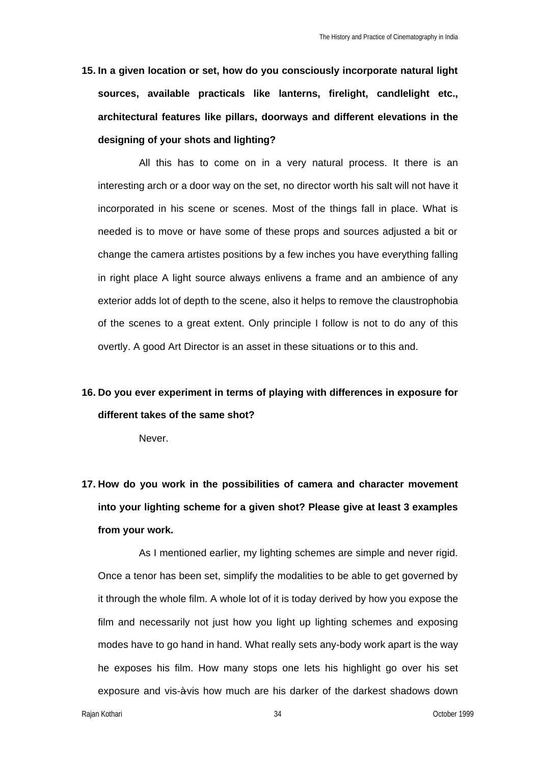**15. In a given location or set, how do you consciously incorporate natural light sources, available practicals like lanterns, firelight, candlelight etc., architectural features like pillars, doorways and different elevations in the designing of your shots and lighting?**

All this has to come on in a very natural process. It there is an interesting arch or a door way on the set, no director worth his salt will not have it incorporated in his scene or scenes. Most of the things fall in place. What is needed is to move or have some of these props and sources adjusted a bit or change the camera artistes positions by a few inches you have everything falling in right place A light source always enlivens a frame and an ambience of any exterior adds lot of depth to the scene, also it helps to remove the claustrophobia of the scenes to a great extent. Only principle I follow is not to do any of this overtly. A good Art Director is an asset in these situations or to this and.

**16. Do you ever experiment in terms of playing with differences in exposure for different takes of the same shot?**

Never.

**17. How do you work in the possibilities of camera and character movement into your lighting scheme for a given shot? Please give at least 3 examples from your work.**

As I mentioned earlier, my lighting schemes are simple and never rigid. Once a tenor has been set, simplify the modalities to be able to get governed by it through the whole film. A whole lot of it is today derived by how you expose the film and necessarily not just how you light up lighting schemes and exposing modes have to go hand in hand. What really sets any-body work apart is the way he exposes his film. How many stops one lets his highlight go over his set exposure and vis-à-vis how much are his darker of the darkest shadows down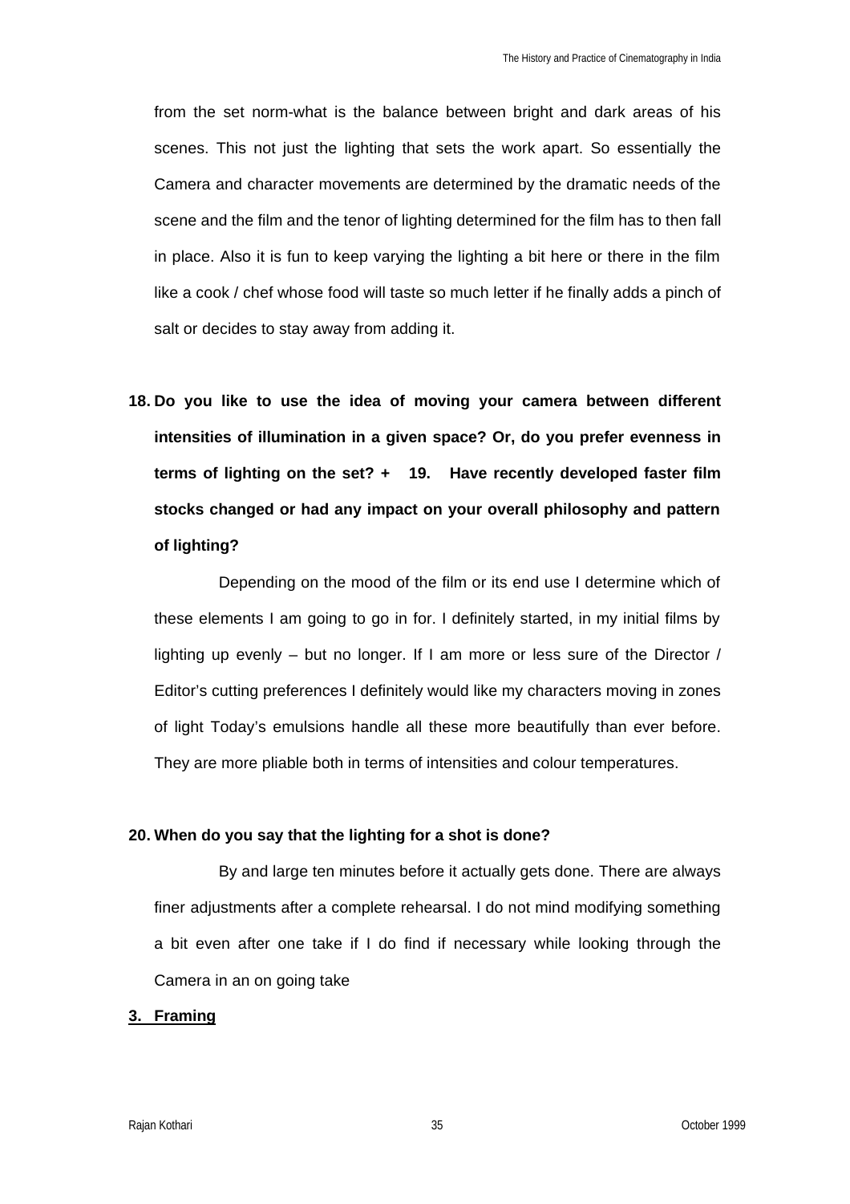from the set norm-what is the balance between bright and dark areas of his scenes. This not just the lighting that sets the work apart. So essentially the Camera and character movements are determined by the dramatic needs of the scene and the film and the tenor of lighting determined for the film has to then fall in place. Also it is fun to keep varying the lighting a bit here or there in the film like a cook / chef whose food will taste so much letter if he finally adds a pinch of salt or decides to stay away from adding it.

**18. Do you like to use the idea of moving your camera between different intensities of illumination in a given space? Or, do you prefer evenness in terms of lighting on the set? + 19. Have recently developed faster film stocks changed or had any impact on your overall philosophy and pattern of lighting?**

Depending on the mood of the film or its end use I determine which of these elements I am going to go in for. I definitely started, in my initial films by lighting up evenly – but no longer. If I am more or less sure of the Director / Editor's cutting preferences I definitely would like my characters moving in zones of light Today's emulsions handle all these more beautifully than ever before. They are more pliable both in terms of intensities and colour temperatures.

**20. When do you say that the lighting for a shot is done?**

By and large ten minutes before it actually gets done. There are always finer adjustments after a complete rehearsal. I do not mind modifying something a bit even after one take if I do find if necessary while looking through the Camera in an on going take

**<u>3. Framing</u>**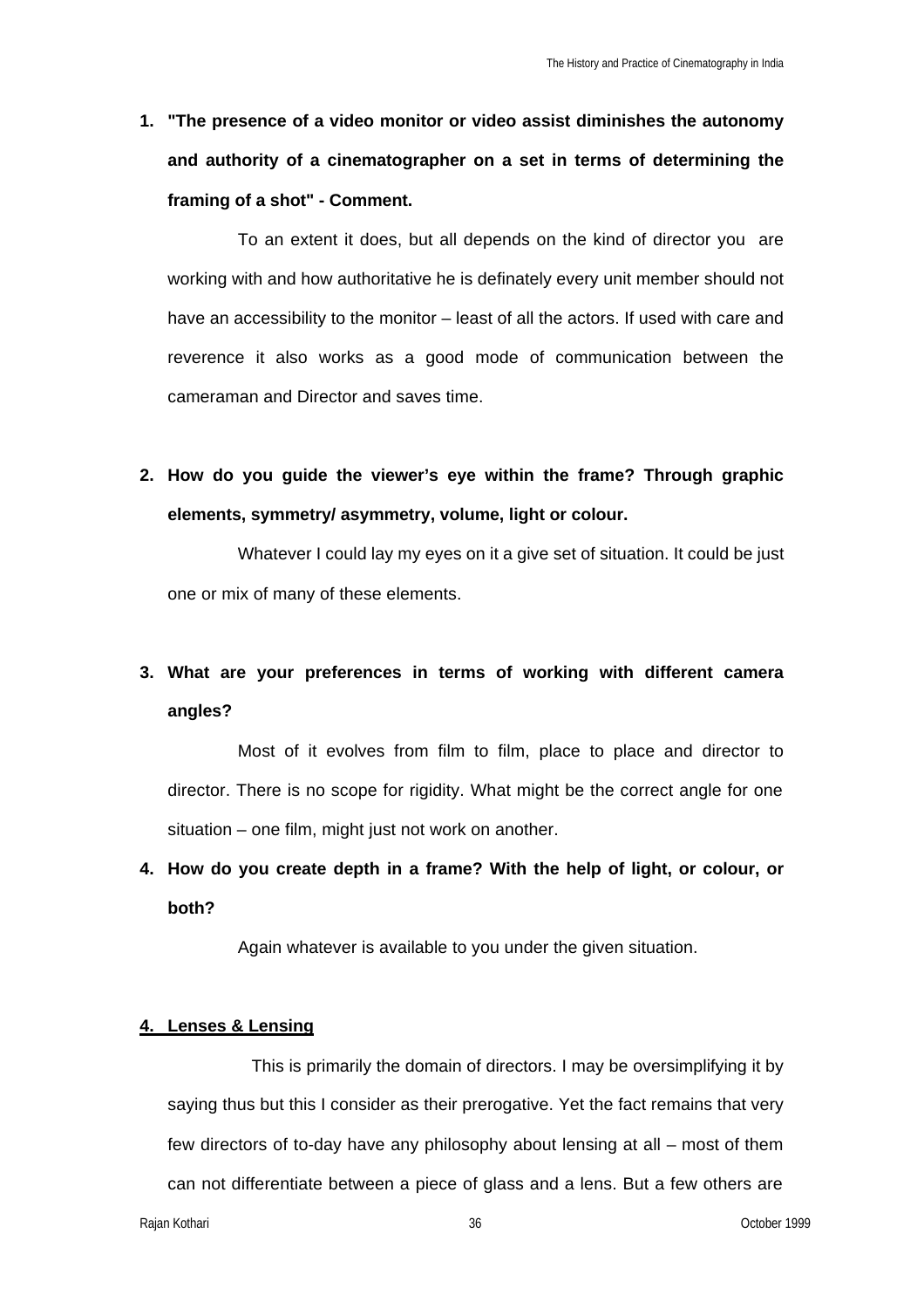1. **"The presence of a video monitor or video assist diminishes the autonomy and authority of a cinematographer on a set in terms of determining the framing of a shot" - Comment.**

   To an extent it does, but all depends on the kind of director you are working with and how authoritative he is definately every unit member should not have an accessibility to the monitor – least of all the actors. If used with care and reverence it also works as a good mode of communication between the cameraman and Director and saves time.

2. **How do you guide the viewer's eye within the frame? Through graphic elements, symmetry/ asymmetry, volume, light or colour.**

   Whatever I could lay my eyes on it a give set of situation. It could be just one or mix of many of these elements.

3. **What are your preferences in terms of working with different camera angles?**

   Most of it evolves from film to film, place to place and director to director. There is no scope for rigidity. What might be the correct angle for one situation – one film, might just not work on another.

4. **How do you create depth in a frame? With the help of light, or colour, or both?**

   Again whatever is available to you under the given situation.

**<u>4. Lenses & Lensing</u>**

This is primarily the domain of directors. I may be oversimplifying it by saying thus but this I consider as their prerogative. Yet the fact remains that very few directors of to-day have any philosophy about lensing at all – most of them can not differentiate between a piece of glass and a lens. But a few others are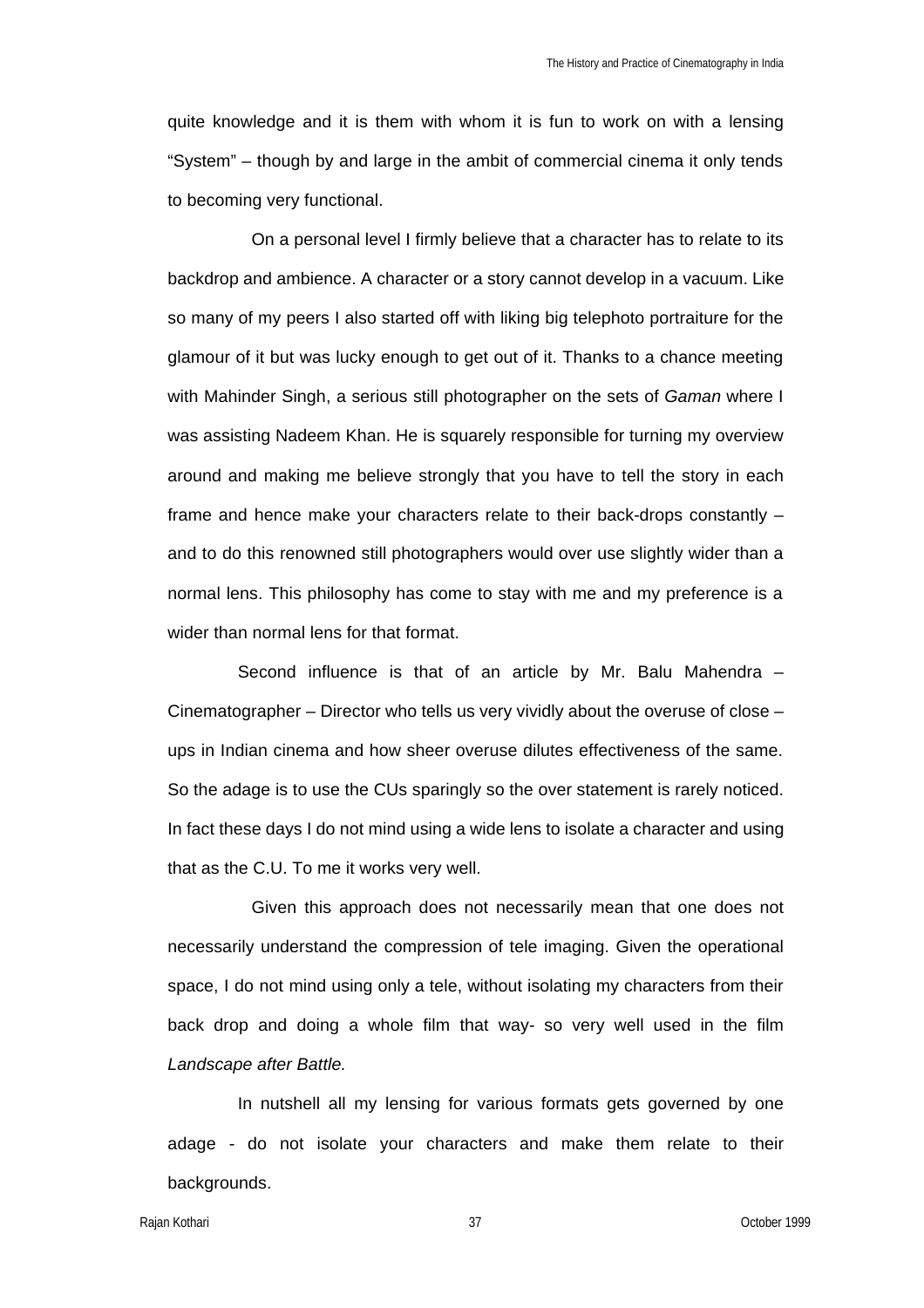quite knowledge and it is them with whom it is fun to work on with a lensing "System" – though by and large in the ambit of commercial cinema it only tends to becoming very functional.

On a personal level I firmly believe that a character has to relate to its backdrop and ambience. A character or a story cannot develop in a vacuum. Like so many of my peers I also started off with liking big telephoto portraiture for the glamour of it but was lucky enough to get out of it. Thanks to a chance meeting with Mahinder Singh, a serious still photographer on the sets of *Gaman* where I was assisting Nadeem Khan. He is squarely responsible for turning my overview around and making me believe strongly that you have to tell the story in each frame and hence make your characters relate to their back-drops constantly – and to do this renowned still photographers would over use slightly wider than a normal lens. This philosophy has come to stay with me and my preference is a wider than normal lens for that format.

Second influence is that of an article by Mr. Balu Mahendra – Cinematographer – Director who tells us very vividly about the overuse of close – ups in Indian cinema and how sheer overuse dilutes effectiveness of the same. So the adage is to use the CUs sparingly so the over statement is rarely noticed. In fact these days I do not mind using a wide lens to isolate a character and using that as the C.U. To me it works very well.

Given this approach does not necessarily mean that one does not necessarily understand the compression of tele imaging. Given the operational space, I do not mind using only a tele, without isolating my characters from their back drop and doing a whole film that way- so very well used in the film *Landscape after Battle.*

In nutshell all my lensing for various formats gets governed by one adage - do not isolate your characters and make them relate to their backgrounds.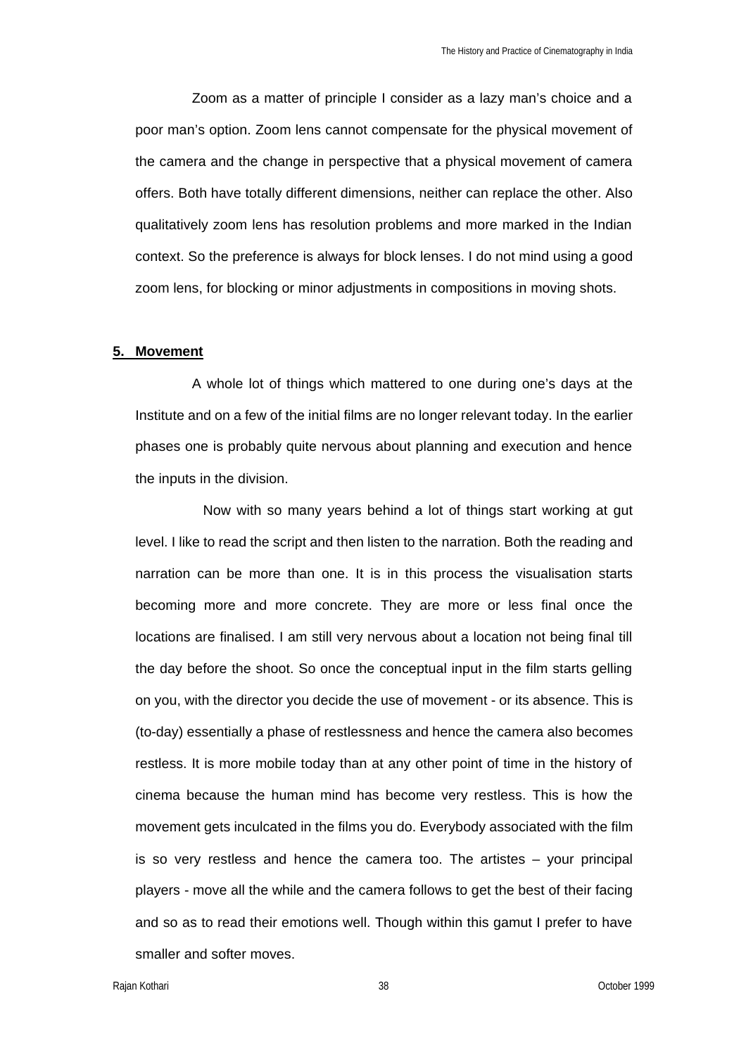Zoom as a matter of principle I consider as a lazy man's choice and a poor man's option. Zoom lens cannot compensate for the physical movement of the camera and the change in perspective that a physical movement of camera offers. Both have totally different dimensions, neither can replace the other. Also qualitatively zoom lens has resolution problems and more marked in the Indian context. So the preference is always for block lenses. I do not mind using a good zoom lens, for blocking or minor adjustments in compositions in moving shots.

## 5. Movement

A whole lot of things which mattered to one during one's days at the Institute and on a few of the initial films are no longer relevant today. In the earlier phases one is probably quite nervous about planning and execution and hence the inputs in the division.

Now with so many years behind a lot of things start working at gut level. I like to read the script and then listen to the narration. Both the reading and narration can be more than one. It is in this process the visualisation starts becoming more and more concrete. They are more or less final once the locations are finalised. I am still very nervous about a location not being final till the day before the shoot. So once the conceptual input in the film starts gelling on you, with the director you decide the use of movement - or its absence. This is (to-day) essentially a phase of restlessness and hence the camera also becomes restless. It is more mobile today than at any other point of time in the history of cinema because the human mind has become very restless. This is how the movement gets inculcated in the films you do. Everybody associated with the film is so very restless and hence the camera too. The artistes – your principal players - move all the while and the camera follows to get the best of their facing and so as to read their emotions well. Though within this gamut I prefer to have smaller and softer moves.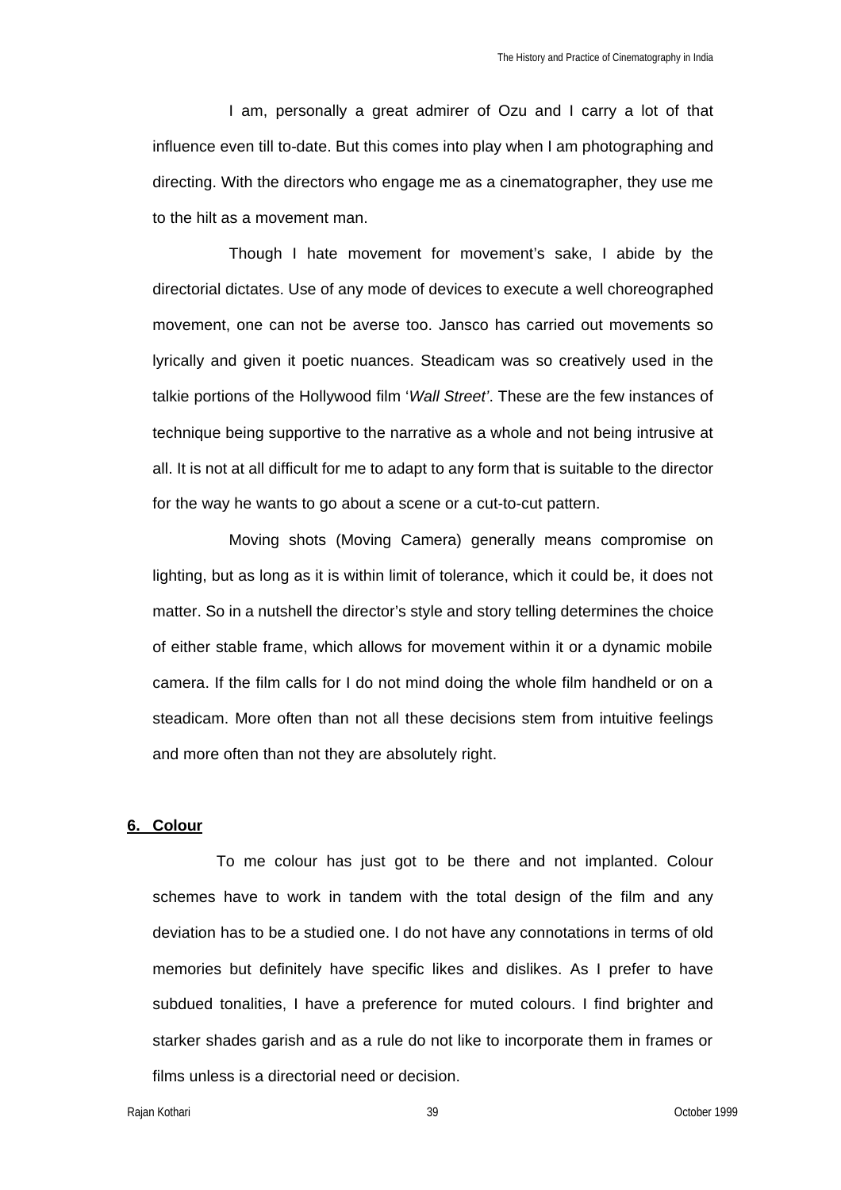I am, personally a great admirer of Ozu and I carry a lot of that influence even till to-date. But this comes into play when I am photographing and directing. With the directors who engage me as a cinematographer, they use me to the hilt as a movement man.

Though I hate movement for movement's sake, I abide by the directorial dictates. Use of any mode of devices to execute a well choreographed movement, one can not be averse too. Jansco has carried out movements so lyrically and given it poetic nuances. Steadicam was so creatively used in the talkie portions of the Hollywood film '*Wall Street*'. These are the few instances of technique being supportive to the narrative as a whole and not being intrusive at all. It is not at all difficult for me to adapt to any form that is suitable to the director for the way he wants to go about a scene or a cut-to-cut pattern.

Moving shots (Moving Camera) generally means compromise on lighting, but as long as it is within limit of tolerance, which it could be, it does not matter. So in a nutshell the director's style and story telling determines the choice of either stable frame, which allows for movement within it or a dynamic mobile camera. If the film calls for I do not mind doing the whole film handheld or on a steadicam. More often than not all these decisions stem from intuitive feelings and more often than not they are absolutely right.

## 6. Colour

To me colour has just got to be there and not implanted. Colour schemes have to work in tandem with the total design of the film and any deviation has to be a studied one. I do not have any connotations in terms of old memories but definitely have specific likes and dislikes. As I prefer to have subdued tonalities, I have a preference for muted colours. I find brighter and starker shades garish and as a rule do not like to incorporate them in frames or films unless is a directorial need or decision.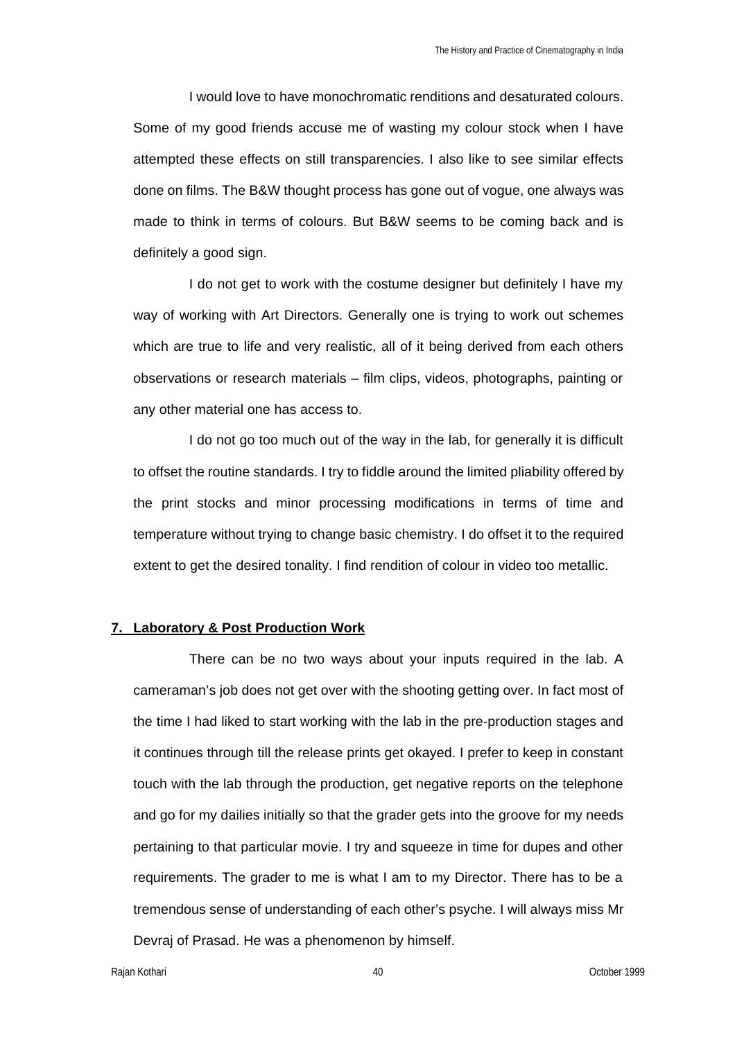I would love to have monochromatic renditions and desaturated colours. Some of my good friends accuse me of wasting my colour stock when I have attempted these effects on still transparencies. I also like to see similar effects done on films. The B&W thought process has gone out of vogue, one always was made to think in terms of colours. But B&W seems to be coming back and is definitely a good sign.

I do not get to work with the costume designer but definitely I have my way of working with Art Directors. Generally one is trying to work out schemes which are true to life and very realistic, all of it being derived from each others observations or research materials – film clips, videos, photographs, painting or any other material one has access to.

I do not go too much out of the way in the lab, for generally it is difficult to offset the routine standards. I try to fiddle around the limited pliability offered by the print stocks and minor processing modifications in terms of time and temperature without trying to change basic chemistry. I do offset it to the required extent to get the desired tonality. I find rendition of colour in video too metallic.

## 7. Laboratory & Post Production Work

There can be no two ways about your inputs required in the lab. A cameraman's job does not get over with the shooting getting over. In fact most of the time I had liked to start working with the lab in the pre-production stages and it continues through till the release prints get okayed. I prefer to keep in constant touch with the lab through the production, get negative reports on the telephone and go for my dailies initially so that the grader gets into the groove for my needs pertaining to that particular movie. I try and squeeze in time for dupes and other requirements. The grader to me is what I am to my Director. There has to be a tremendous sense of understanding of each other's psyche. I will always miss Mr Devraj of Prasad. He was a phenomenon by himself.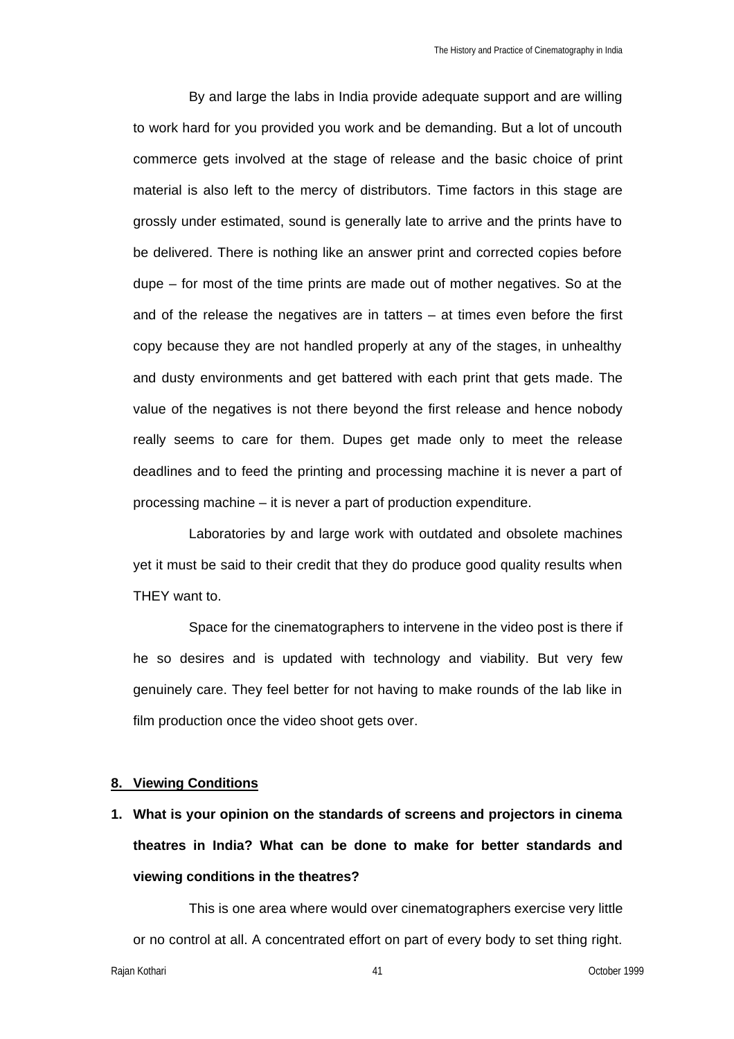By and large the labs in India provide adequate support and are willing to work hard for you provided you work and be demanding. But a lot of uncouth commerce gets involved at the stage of release and the basic choice of print material is also left to the mercy of distributors. Time factors in this stage are grossly under estimated, sound is generally late to arrive and the prints have to be delivered. There is nothing like an answer print and corrected copies before dupe – for most of the time prints are made out of mother negatives. So at the and of the release the negatives are in tatters – at times even before the first copy because they are not handled properly at any of the stages, in unhealthy and dusty environments and get battered with each print that gets made. The value of the negatives is not there beyond the first release and hence nobody really seems to care for them. Dupes get made only to meet the release deadlines and to feed the printing and processing machine it is never a part of processing machine – it is never a part of production expenditure.

Laboratories by and large work with outdated and obsolete machines yet it must be said to their credit that they do produce good quality results when THEY want to.

Space for the cinematographers to intervene in the video post is there if he so desires and is updated with technology and viability. But very few genuinely care. They feel better for not having to make rounds of the lab like in film production once the video shoot gets over.

## 8. Viewing Conditions

**1. What is your opinion on the standards of screens and projectors in cinema theatres in India? What can be done to make for better standards and viewing conditions in the theatres?**

This is one area where would over cinematographers exercise very little or no control at all. A concentrated effort on part of every body to set thing right.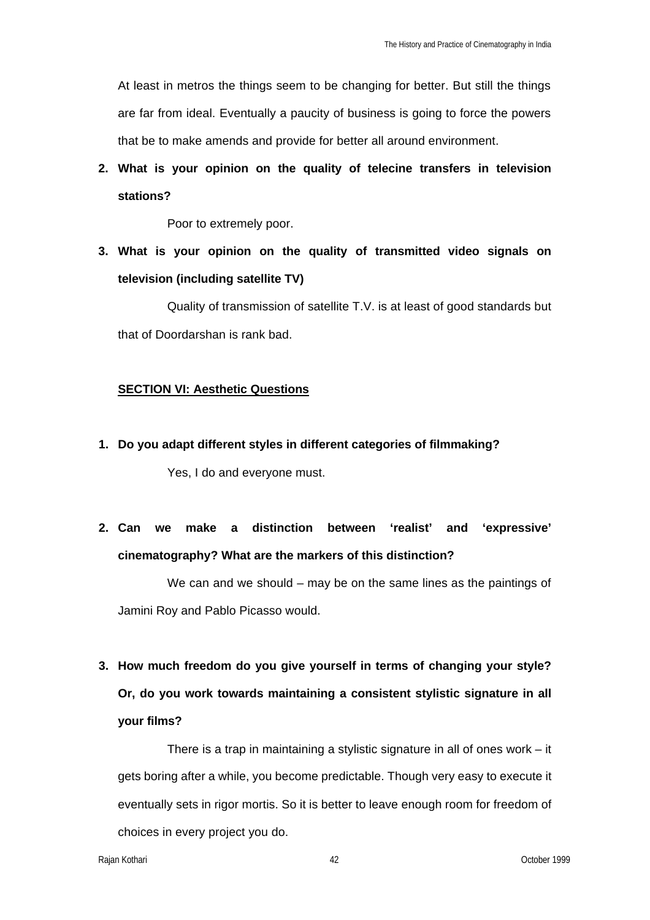At least in metros the things seem to be changing for better. But still the things are far from ideal. Eventually a paucity of business is going to force the powers that be to make amends and provide for better all around environment.

**2. What is your opinion on the quality of telecine transfers in television stations?**

Poor to extremely poor.

**3. What is your opinion on the quality of transmitted video signals on television (including satellite TV)**

Quality of transmission of satellite T.V. is at least of good standards but that of Doordarshan is rank bad.

## SECTION VI: Aesthetic Questions

**1. Do you adapt different styles in different categories of filmmaking?**

Yes, I do and everyone must.

**2. Can we make a distinction between 'realist' and 'expressive' cinematography? What are the markers of this distinction?**

We can and we should – may be on the same lines as the paintings of Jamini Roy and Pablo Picasso would.

**3. How much freedom do you give yourself in terms of changing your style? Or, do you work towards maintaining a consistent stylistic signature in all your films?**

There is a trap in maintaining a stylistic signature in all of ones work – it gets boring after a while, you become predictable. Though very easy to execute it eventually sets in rigor mortis. So it is better to leave enough room for freedom of choices in every project you do.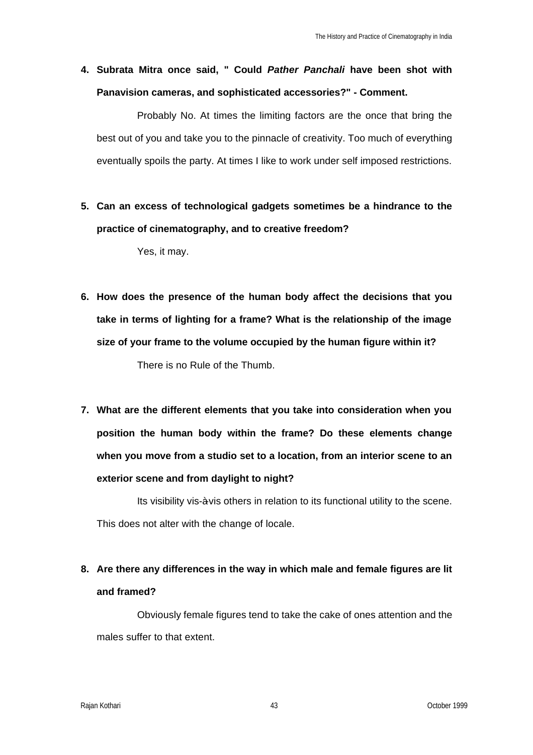4. **Subrata Mitra once said, " Could *Pather Panchali* have been shot with Panavision cameras, and sophisticated accessories?" - Comment.**

   Probably No. At times the limiting factors are the once that bring the best out of you and take you to the pinnacle of creativity. Too much of everything eventually spoils the party. At times I like to work under self imposed restrictions.

5. **Can an excess of technological gadgets sometimes be a hindrance to the practice of cinematography, and to creative freedom?**

   Yes, it may.

6. **How does the presence of the human body affect the decisions that you take in terms of lighting for a frame? What is the relationship of the image size of your frame to the volume occupied by the human figure within it?**

   There is no Rule of the Thumb.

7. **What are the different elements that you take into consideration when you position the human body within the frame? Do these elements change when you move from a studio set to a location, from an interior scene to an exterior scene and from daylight to night?**

   Its visibility vis-à-vis others in relation to its functional utility to the scene. This does not alter with the change of locale.

8. **Are there any differences in the way in which male and female figures are lit and framed?**

   Obviously female figures tend to take the cake of ones attention and the males suffer to that extent.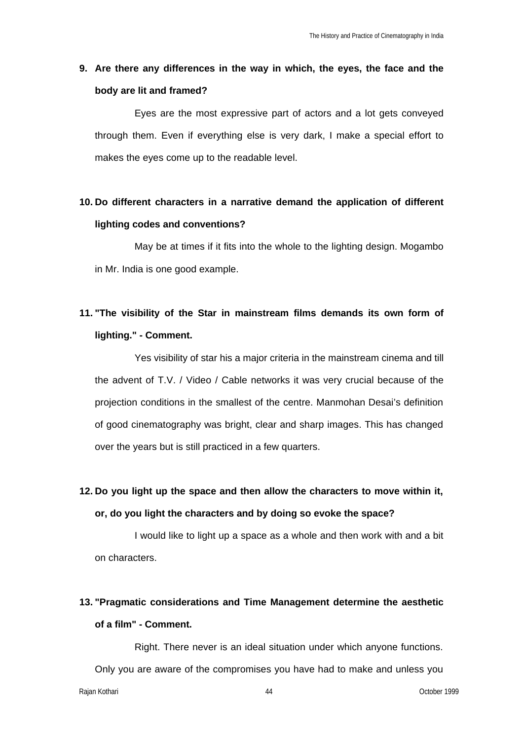**9. Are there any differences in the way in which, the eyes, the face and the body are lit and framed?**

Eyes are the most expressive part of actors and a lot gets conveyed through them. Even if everything else is very dark, I make a special effort to makes the eyes come up to the readable level.

**10. Do different characters in a narrative demand the application of different lighting codes and conventions?**

May be at times if it fits into the whole to the lighting design. Mogambo in Mr. India is one good example.

**11. "The visibility of the Star in mainstream films demands its own form of lighting." - Comment.**

Yes visibility of star his a major criteria in the mainstream cinema and till the advent of T.V. / Video / Cable networks it was very crucial because of the projection conditions in the smallest of the centre. Manmohan Desai's definition of good cinematography was bright, clear and sharp images. This has changed over the years but is still practiced in a few quarters.

**12. Do you light up the space and then allow the characters to move within it, or, do you light the characters and by doing so evoke the space?**

I would like to light up a space as a whole and then work with and a bit on characters.

**13. "Pragmatic considerations and Time Management determine the aesthetic of a film" - Comment.**

Right. There never is an ideal situation under which anyone functions. Only you are aware of the compromises you have had to make and unless you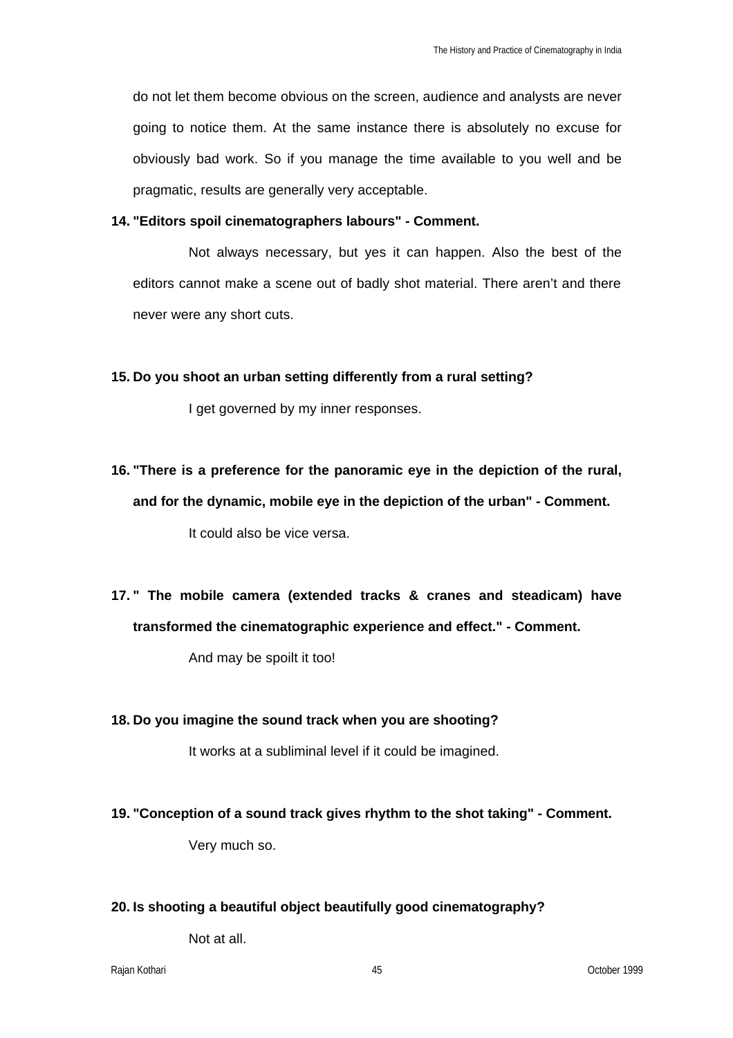do not let them become obvious on the screen, audience and analysts are never going to notice them. At the same instance there is absolutely no excuse for obviously bad work. So if you manage the time available to you well and be pragmatic, results are generally very acceptable.

**14. "Editors spoil cinematographers labours" - Comment.**

Not always necessary, but yes it can happen. Also the best of the editors cannot make a scene out of badly shot material. There aren't and there never were any short cuts.

**15. Do you shoot an urban setting differently from a rural setting?**

I get governed by my inner responses.

**16. "There is a preference for the panoramic eye in the depiction of the rural, and for the dynamic, mobile eye in the depiction of the urban" - Comment.**

It could also be vice versa.

**17. " The mobile camera (extended tracks & cranes and steadicam) have transformed the cinematographic experience and effect." - Comment.**

And may be spoilt it too!

**18. Do you imagine the sound track when you are shooting?**

It works at a subliminal level if it could be imagined.

**19. "Conception of a sound track gives rhythm to the shot taking" - Comment.**

Very much so.

**20. Is shooting a beautiful object beautifully good cinematography?**

Not at all.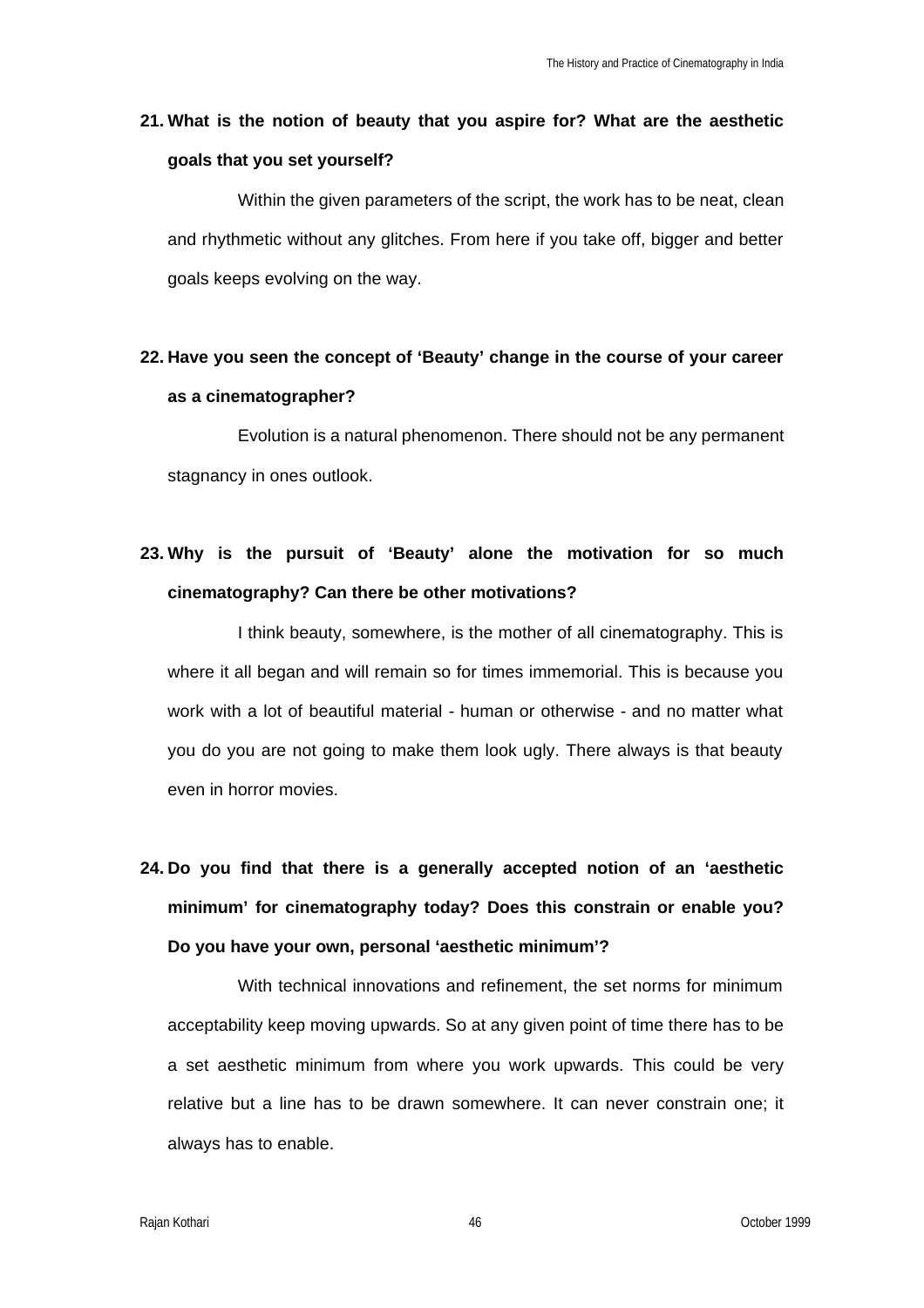**21. What is the notion of beauty that you aspire for? What are the aesthetic goals that you set yourself?**

Within the given parameters of the script, the work has to be neat, clean and rhythmetic without any glitches. From here if you take off, bigger and better goals keeps evolving on the way.

**22. Have you seen the concept of 'Beauty' change in the course of your career as a cinematographer?**

Evolution is a natural phenomenon. There should not be any permanent stagnancy in ones outlook.

**23. Why is the pursuit of 'Beauty' alone the motivation for so much cinematography? Can there be other motivations?**

I think beauty, somewhere, is the mother of all cinematography. This is where it all began and will remain so for times immemorial. This is because you work with a lot of beautiful material - human or otherwise - and no matter what you do you are not going to make them look ugly. There always is that beauty even in horror movies.

**24. Do you find that there is a generally accepted notion of an 'aesthetic minimum' for cinematography today? Does this constrain or enable you? Do you have your own, personal 'aesthetic minimum'?**

With technical innovations and refinement, the set norms for minimum acceptability keep moving upwards. So at any given point of time there has to be a set aesthetic minimum from where you work upwards. This could be very relative but a line has to be drawn somewhere. It can never constrain one; it always has to enable.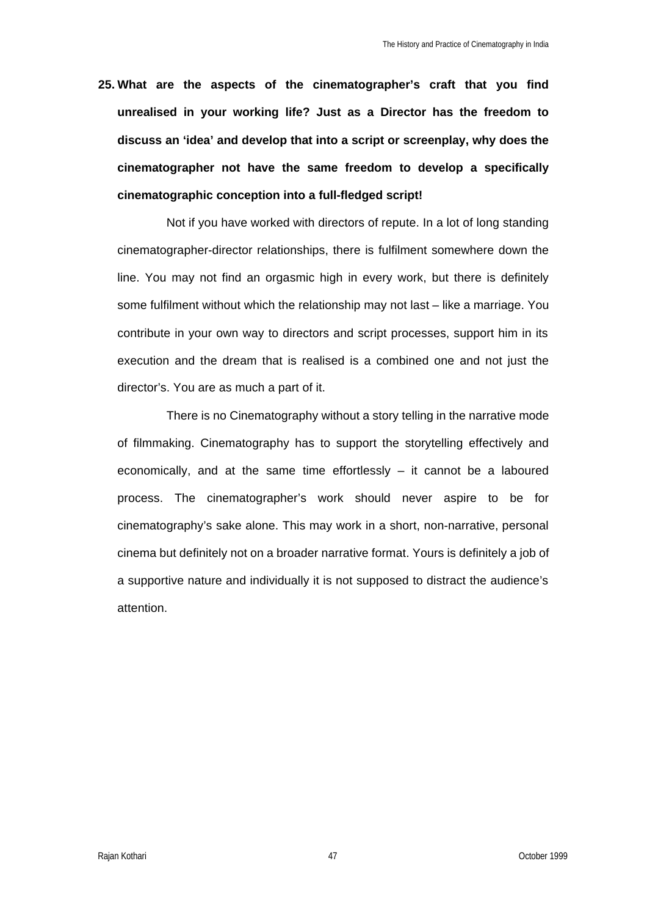**25. What are the aspects of the cinematographer's craft that you find unrealised in your working life? Just as a Director has the freedom to discuss an 'idea' and develop that into a script or screenplay, why does the cinematographer not have the same freedom to develop a specifically cinematographic conception into a full-fledged script!**

Not if you have worked with directors of repute. In a lot of long standing cinematographer-director relationships, there is fulfilment somewhere down the line. You may not find an orgasmic high in every work, but there is definitely some fulfilment without which the relationship may not last – like a marriage. You contribute in your own way to directors and script processes, support him in its execution and the dream that is realised is a combined one and not just the director's. You are as much a part of it.

There is no Cinematography without a story telling in the narrative mode of filmmaking. Cinematography has to support the storytelling effectively and economically, and at the same time effortlessly – it cannot be a laboured process. The cinematographer's work should never aspire to be for cinematography's sake alone. This may work in a short, non-narrative, personal cinema but definitely not on a broader narrative format. Yours is definitely a job of a supportive nature and individually it is not supposed to distract the audience's attention.